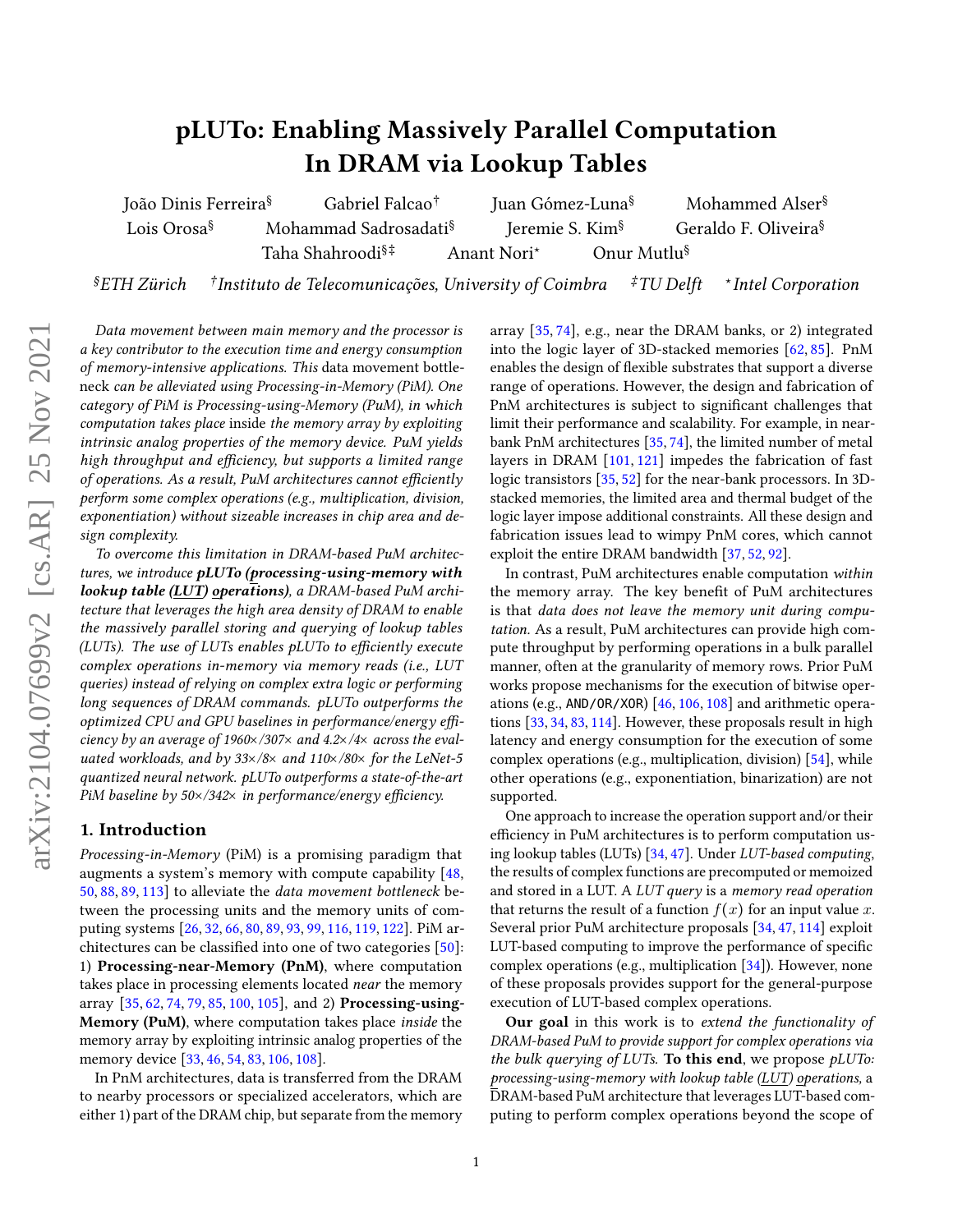# pLUTo: Enabling Massively Parallel Computation In DRAM via Lookup Tables

João Dinis Ferreira[§] Gabriel Falcao[†] Juan Gómez-Luna[§] Mohammed Alser[§] Lois Orosa[§] Mohammad Sadrosadati[§] Jeremie S. Kim[§] Geraldo F. Oliveira[§] Taha Shahroodi[§‡] Anant Nori[⋆] Onur Mutlu[§]

[§]*ETH Zürich* [†]*Instituto de Telecomunicações, University of Coimbra* [‡]*TU Delft* [⋆]*Intel Corporation*

*Data movement between main memory and the processor is a key contributor to the execution time and energy consumption of memory-intensive applications. This* data movement bottleneck *can be alleviated using Processing-in-Memory (PiM). One category of PiM is Processing-using-Memory (PuM), in which computation takes place* inside *the memory array by exploiting intrinsic analog properties of the memory device. PuM yields high throughput and efficiency, but supports a limited range of operations. As a result, PuM architectures cannot efficiently perform some complex operations (e.g., multiplication, division, exponentiation) without sizeable increases in chip area and design complexity.*

*To overcome this limitation in DRAM-based PuM architectures, we introduce* ***pLUTo (processing-using-memory with lookup table (LUT) operations)****, a DRAM-based PuM architecture that leverages the high area density of DRAM to enable the massively parallel storing and querying of lookup tables (LUTs). The use of LUTs enables pLUTo to efficiently execute complex operations in-memory via memory reads (i.e., LUT queries) instead of relying on complex extra logic or performing long sequences of DRAM commands. pLUTo outperforms the optimized CPU and GPU baselines in performance/energy efficiency by an average of 1960×/307× and 4.2×/4× across the evaluated workloads, and by 33×/8× and 110×/80× for the LeNet-5 quantized neural network. pLUTo outperforms a state-of-the-art PiM baseline by 50×/342× in performance/energy efficiency.*

## 1. Introduction

*Processing-in-Memory* (PiM) is a promising paradigm that augments a system's memory with compute capability [48, 50, 88, 89, 113] to alleviate the *data movement bottleneck* between the processing units and the memory units of computing systems [26, 32, 66, 80, 89, 93, 99, 116, 119, 122]. PiM architectures can be classified into one of two categories [50]: 1) **Processing-near-Memory (PnM)**, where computation takes place in processing elements located *near* the memory array [35, 62, 74, 79, 85, 100, 105], and 2) **Processing-using-Memory (PuM)**, where computation takes place *inside* the memory array by exploiting intrinsic analog properties of the memory device [33, 46, 54, 83, 106, 108].

In PnM architectures, data is transferred from the DRAM to nearby processors or specialized accelerators, which are either 1) part of the DRAM chip, but separate from the memory array [35, 74], e.g., near the DRAM banks, or 2) integrated into the logic layer of 3D-stacked memories [62, 85]. PnM enables the design of flexible substrates that support a diverse range of operations. However, the design and fabrication of PnM architectures is subject to significant challenges that limit their performance and scalability. For example, in near-bank PnM architectures [35, 74], the limited number of metal layers in DRAM [101, 121] impedes the fabrication of fast logic transistors [35, 52] for the near-bank processors. In 3D-stacked memories, the limited area and thermal budget of the logic layer impose additional constraints. All these design and fabrication issues lead to wimpy PnM cores, which cannot exploit the entire DRAM bandwidth [37, 52, 92].

In contrast, PuM architectures enable computation *within* the memory array. The key benefit of PuM architectures is that *data does not leave the memory unit during computation.* As a result, PuM architectures can provide high compute throughput by performing operations in a bulk parallel manner, often at the granularity of memory rows. Prior PuM works propose mechanisms for the execution of bitwise operations (e.g., AND/OR/XOR) [46, 106, 108] and arithmetic operations [33, 34, 83, 114]. However, these proposals result in high latency and energy consumption for the execution of some complex operations (e.g., multiplication, division) [54], while other operations (e.g., exponentiation, binarization) are not supported.

One approach to increase the operation support and/or their efficiency in PuM architectures is to perform computation using lookup tables (LUTs) [34, 47]. Under *LUT-based computing*, the results of complex functions are precomputed or memoized and stored in a LUT. A *LUT query* is a *memory read operation* that returns the result of a function $f(x)$ for an input value $x$. Several prior PuM architecture proposals [34, 47, 114] exploit LUT-based computing to improve the performance of specific complex operations (e.g., multiplication [34]). However, none of these proposals provides support for the general-purpose execution of LUT-based complex operations.

**Our goal** in this work is to *extend the functionality of DRAM-based PuM to provide support for complex operations via the bulk querying of LUTs.* **To this end**, we propose *pLUTo: processing-using-memory with lookup table (LUT) operations*, a DRAM-based PuM architecture that leverages LUT-based computing to perform complex operations beyond the scope of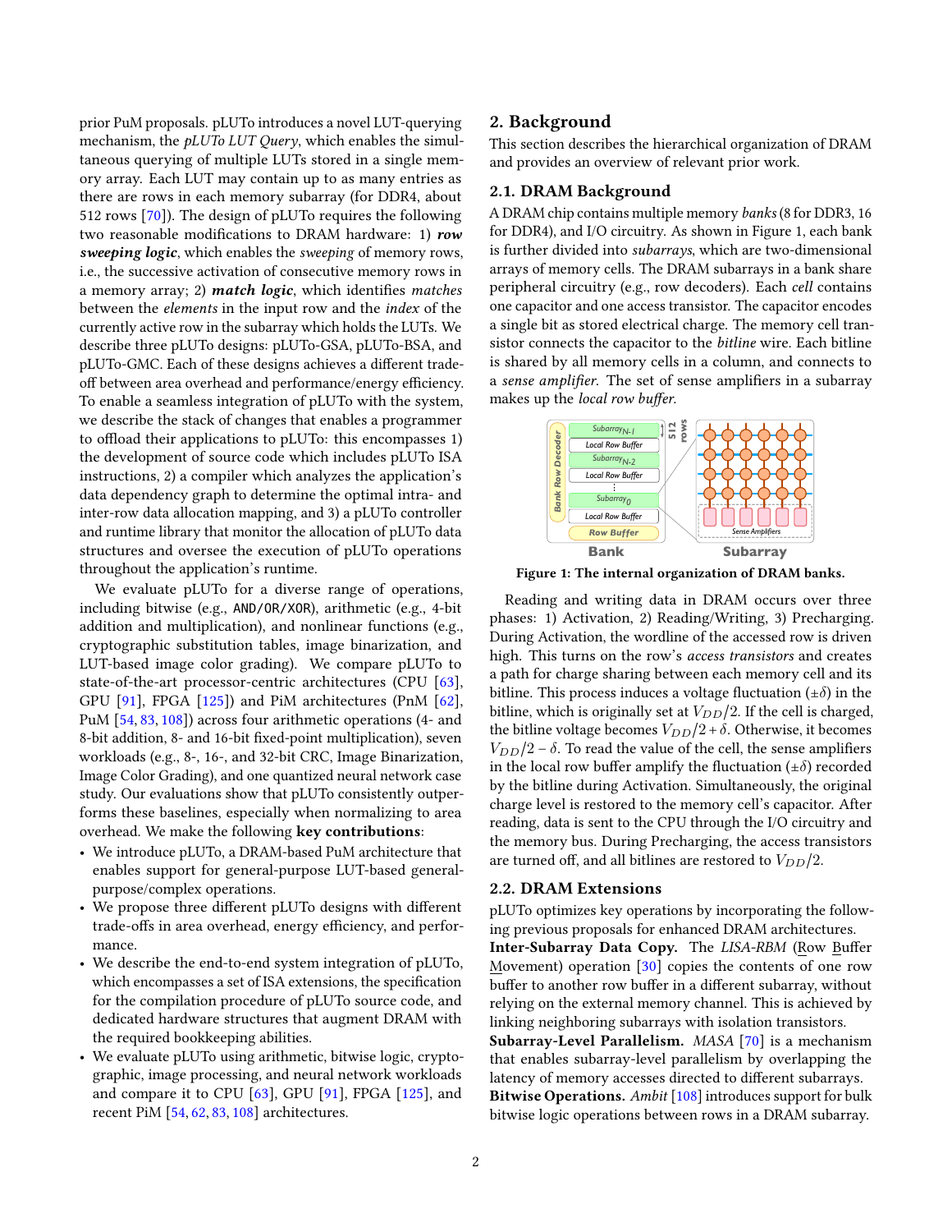prior PuM proposals. pLUTo introduces a novel LUT-querying mechanism, the *pLUTo LUT Query*, which enables the simultaneous querying of multiple LUTs stored in a single memory array. Each LUT may contain up to as many entries as there are rows in each memory subarray (for DDR4, about 512 rows [70]). The design of pLUTo requires the following two reasonable modifications to DRAM hardware: 1) ***row sweeping logic***, which enables the *sweeping* of memory rows, i.e., the successive activation of consecutive memory rows in a memory array; 2) ***match logic***, which identifies *matches* between the *elements* in the input row and the *index* of the currently active row in the subarray which holds the LUTs. We describe three pLUTo designs: pLUTo-GSA, pLUTo-BSA, and pLUTo-GMC. Each of these designs achieves a different trade-off between area overhead and performance/energy efficiency. To enable a seamless integration of pLUTo with the system, we describe the stack of changes that enables a programmer to offload their applications to pLUTo: this encompasses 1) the development of source code which includes pLUTo ISA instructions, 2) a compiler which analyzes the application's data dependency graph to determine the optimal intra- and inter-row data allocation mapping, and 3) a pLUTo controller and runtime library that monitor the allocation of pLUTo data structures and oversee the execution of pLUTo operations throughout the application's runtime.

We evaluate pLUTo for a diverse range of operations, including bitwise (e.g., AND/OR/XOR), arithmetic (e.g., 4-bit addition and multiplication), and nonlinear functions (e.g., cryptographic substitution tables, image binarization, and LUT-based image color grading). We compare pLUTo to state-of-the-art processor-centric architectures (CPU [63], GPU [91], FPGA [125]) and PiM architectures (PnM [62], PuM [54, 83, 108]) across four arithmetic operations (4- and 8-bit addition, 8- and 16-bit fixed-point multiplication), seven workloads (e.g., 8-, 16-, and 32-bit CRC, Image Binarization, Image Color Grading), and one quantized neural network case study. Our evaluations show that pLUTo consistently outperforms these baselines, especially when normalizing to area overhead. We make the following **key contributions**:

- We introduce pLUTo, a DRAM-based PuM architecture that enables support for general-purpose LUT-based general-purpose/complex operations.
- We propose three different pLUTo designs with different trade-offs in area overhead, energy efficiency, and performance.
- We describe the end-to-end system integration of pLUTo, which encompasses a set of ISA extensions, the specification for the compilation procedure of pLUTo source code, and dedicated hardware structures that augment DRAM with the required bookkeeping abilities.
- We evaluate pLUTo using arithmetic, bitwise logic, cryptographic, image processing, and neural network workloads and compare it to CPU [63], GPU [91], FPGA [125], and recent PiM [54, 62, 83, 108] architectures.

## 2. Background

This section describes the hierarchical organization of DRAM and provides an overview of relevant prior work.

### 2.1. DRAM Background

A DRAM chip contains multiple memory *banks* (8 for DDR3, 16 for DDR4), and I/O circuitry. As shown in Figure 1, each bank is further divided into *subarrays*, which are two-dimensional arrays of memory cells. The DRAM subarrays in a bank share peripheral circuitry (e.g., row decoders). Each *cell* contains one capacitor and one access transistor. The capacitor encodes a single bit as stored electrical charge. The memory cell transistor connects the capacitor to the *bitline* wire. Each bitline is shared by all memory cells in a column, and connects to a *sense amplifier*. The set of sense amplifiers in a subarray makes up the *local row buffer*.

**Figure 1: The internal organization of DRAM banks.**

Reading and writing data in DRAM occurs over three phases: 1) Activation, 2) Reading/Writing, 3) Precharging. During Activation, the wordline of the accessed row is driven high. This turns on the row's *access transistors* and creates a path for charge sharing between each memory cell and its bitline. This process induces a voltage fluctuation ($\pm\delta$) in the bitline, which is originally set at $V_{DD}/2$. If the cell is charged, the bitline voltage becomes $V_{DD}/2+\delta$. Otherwise, it becomes $V_{DD}/2-\delta$. To read the value of the cell, the sense amplifiers in the local row buffer amplify the fluctuation ($\pm\delta$) recorded by the bitline during Activation. Simultaneously, the original charge level is restored to the memory cell's capacitor. After reading, data is sent to the CPU through the I/O circuitry and the memory bus. During Precharging, the access transistors are turned off, and all bitlines are restored to $V_{DD}/2$.

### 2.2. DRAM Extensions

pLUTo optimizes key operations by incorporating the following previous proposals for enhanced DRAM architectures.

**Inter-Subarray Data Copy.** The *LISA-RBM* (Row Buffer Movement) operation [30] copies the contents of one row buffer to another row buffer in a different subarray, without relying on the external memory channel. This is achieved by linking neighboring subarrays with isolation transistors.

**Subarray-Level Parallelism.** *MASA* [70] is a mechanism that enables subarray-level parallelism by overlapping the latency of memory accesses directed to different subarrays.

**Bitwise Operations.** *Ambit* [108] introduces support for bulk bitwise logic operations between rows in a DRAM subarray.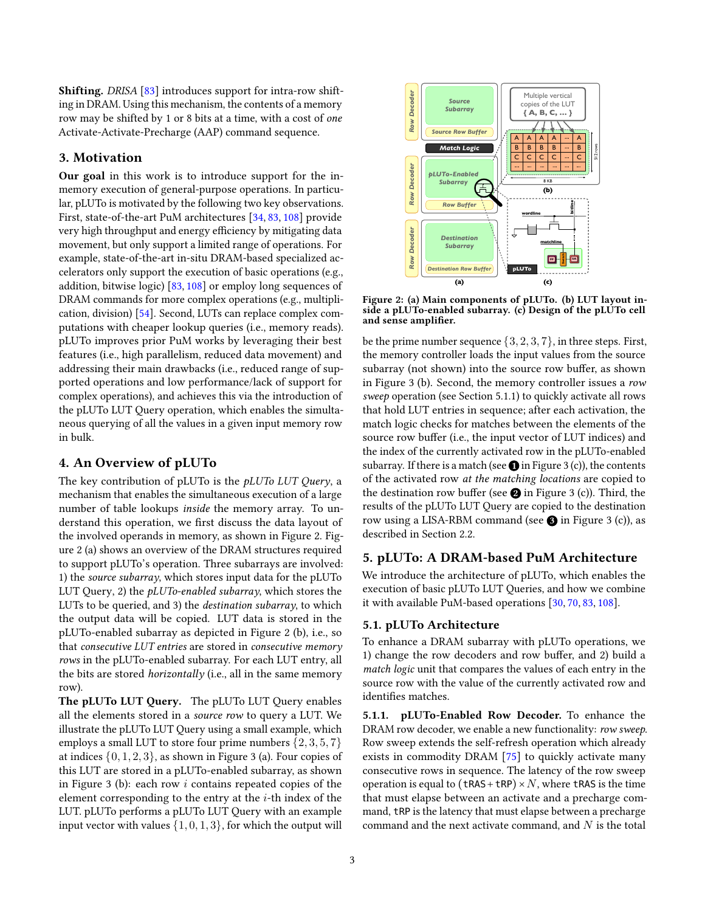**Shifting.** *DRISA* [83] introduces support for intra-row shifting in DRAM. Using this mechanism, the contents of a memory row may be shifted by 1 or 8 bits at a time, with a cost of *one* Activate-Activate-Precharge (AAP) command sequence.

## 3. Motivation

**Our goal** in this work is to introduce support for the in-memory execution of general-purpose operations. In particular, pLUTo is motivated by the following two key observations. First, state-of-the-art PuM architectures [34, 83, 108] provide very high throughput and energy efficiency by mitigating data movement, but only support a limited range of operations. For example, state-of-the-art in-situ DRAM-based specialized accelerators only support the execution of basic operations (e.g., addition, bitwise logic) [83, 108] or employ long sequences of DRAM commands for more complex operations (e.g., multiplication, division) [54]. Second, LUTs can replace complex computations with cheaper lookup queries (i.e., memory reads). pLUTo improves prior PuM works by leveraging their best features (i.e., high parallelism, reduced data movement) and addressing their main drawbacks (i.e., reduced range of supported operations and low performance/lack of support for complex operations), and achieves this via the introduction of the pLUTo LUT Query operation, which enables the simultaneous querying of all the values in a given input memory row in bulk.

## 4. An Overview of pLUTo

The key contribution of pLUTo is the *pLUTo LUT Query*, a mechanism that enables the simultaneous execution of a large number of table lookups *inside* the memory array. To understand this operation, we first discuss the data layout of the involved operands in memory, as shown in Figure 2. Figure 2 (a) shows an overview of the DRAM structures required to support pLUTo's operation. Three subarrays are involved: 1) the *source subarray*, which stores input data for the pLUTo LUT Query, 2) the *pLUTo-enabled subarray*, which stores the LUTs to be queried, and 3) the *destination subarray*, to which the output data will be copied. LUT data is stored in the pLUTo-enabled subarray as depicted in Figure 2 (b), i.e., so that *consecutive LUT entries* are stored in *consecutive memory rows* in the pLUTo-enabled subarray. For each LUT entry, all the bits are stored *horizontally* (i.e., all in the same memory row).

**The pLUTo LUT Query.** The pLUTo LUT Query enables all the elements stored in a *source row* to query a LUT. We illustrate the pLUTo LUT Query using a small example, which employs a small LUT to store four prime numbers $\{2, 3, 5, 7\}$ at indices $\{0, 1, 2, 3\}$, as shown in Figure 3 (a). Four copies of this LUT are stored in a pLUTo-enabled subarray, as shown in Figure 3 (b): each row $i$ contains repeated copies of the element corresponding to the entry at the $i$-th index of the LUT. pLUTo performs a pLUTo LUT Query with an example input vector with values $\{1, 0, 1, 3\}$, for which the output will be the prime number sequence $\{3, 2, 3, 7\}$, in three steps. First, the memory controller loads the input values from the source subarray (not shown) into the source row buffer, as shown in Figure 3 (b). Second, the memory controller issues a *row sweep* operation (see Section 5.1.1) to quickly activate all rows that hold LUT entries in sequence; after each activation, the match logic checks for matches between the elements of the source row buffer (i.e., the input vector of LUT indices) and the index of the currently activated row in the pLUTo-enabled subarray. If there is a match (see ❶ in Figure 3 (c)), the contents of the activated row *at the matching locations* are copied to the destination row buffer (see ❷ in Figure 3 (c)). Third, the results of the pLUTo LUT Query are copied to the destination row using a LISA-RBM command (see ❸ in Figure 3 (c)), as described in Section 2.2.

Figure 2: (a) Main components of pLUTo. (b) LUT layout inside a pLUTo-enabled subarray. (c) Design of the pLUTo cell and sense amplifier.

## 5. pLUTo: A DRAM-based PuM Architecture

We introduce the architecture of pLUTo, which enables the execution of basic pLUTo LUT Queries, and how we combine it with available PuM-based operations [30, 70, 83, 108].

### 5.1. pLUTo Architecture

To enhance a DRAM subarray with pLUTo operations, we 1) change the row decoders and row buffer, and 2) build a *match logic* unit that compares the values of each entry in the source row with the value of the currently activated row and identifies matches.

**5.1.1. pLUTo-Enabled Row Decoder.** To enhance the DRAM row decoder, we enable a new functionality: *row sweep*. Row sweep extends the self-refresh operation which already exists in commodity DRAM [75] to quickly activate many consecutive rows in sequence. The latency of the row sweep operation is equal to $(\texttt{tRAS} + \texttt{tRP}) \times N$, where tRAS is the time that must elapse between an activate and a precharge command, tRP is the latency that must elapse between a precharge command and the next activate command, and $N$ is the total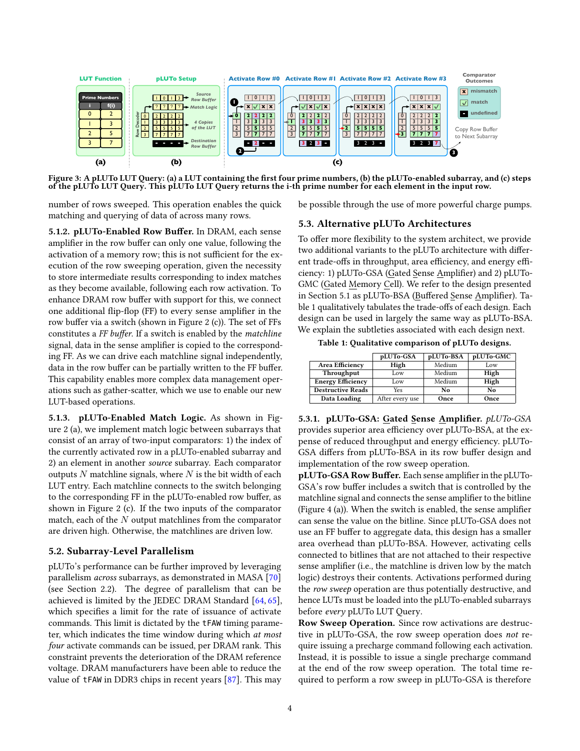Figure 3: A pLUTo LUT Query: (a) a LUT containing the first four prime numbers, (b) the pLUTo-enabled subarray, and (c) steps of the pLUTo LUT Query. This pLUTo LUT Query returns the i-th prime number for each element in the input row.

number of rows swept. This operation enables the quick matching and querying of data of across many rows.

**5.1.2. pLUTo-Enabled Row Buffer.** In DRAM, each sense amplifier in the row buffer can only one value, following the activation of a memory row; this is not sufficient for the execution of the row sweeping operation, given the necessity to store intermediate results corresponding to index matches as they become available, following each row activation. To enhance DRAM row buffer with support for this, we connect one additional flip-flop (FF) to every sense amplifier in the row buffer via a switch (shown in Figure 2 (c)). The set of FFs constitutes a *FF buffer*. If a switch is enabled by the *matchline* signal, data in the sense amplifier is copied to the corresponding FF. As we can drive each matchline signal independently, data in the row buffer can be partially written to the FF buffer. This capability enables more complex data management operations such as gather-scatter, which we use to enable our new LUT-based operations.

**5.1.3. pLUTo-Enabled Match Logic.** As shown in Figure 2 (a), we implement match logic between subarrays that consist of an array of two-input comparators: 1) the index of the currently activated row in a pLUTo-enabled subarray and 2) an element in another *source* subarray. Each comparator outputs $N$ matchline signals, where $N$ is the bit width of each LUT entry. Each matchline connects to the switch belonging to the corresponding FF in the pLUTo-enabled row buffer, as shown in Figure 2 (c). If the two inputs of the comparator match, each of the $N$ output matchlines from the comparator are driven high. Otherwise, the matchlines are driven low.

## 5.2. Subarray-Level Parallelism

pLUTo's performance can be further improved by leveraging parallelism *across* subarrays, as demonstrated in MASA [70] (see Section 2.2). The degree of parallelism that can be achieved is limited by the JEDEC DRAM Standard [64, 65], which specifies a limit for the rate of issuance of activate commands. This limit is dictated by the `tFAW` timing parameter, which indicates the time window during which *at most four* activate commands can be issued, per DRAM rank. This constraint prevents the deterioration of the DRAM reference voltage. DRAM manufacturers have been able to reduce the value of `tFAW` in DDR3 chips in recent years [87]. This may be possible through the use of more powerful charge pumps.

## 5.3. Alternative pLUTo Architectures

To offer more flexibility to the system architect, we provide two additional variants to the pLUTo architecture with different trade-offs in throughput, area efficiency, and energy efficiency: 1) pLUTo-GSA (Gated Sense Amplifier) and 2) pLUTo-GMC (Gated Memory Cell). We refer to the design presented in Section 5.1 as pLUTo-BSA (Buffered Sense Amplifier). Table 1 qualitatively tabulates the trade-offs of each design. Each design can be used in largely the same way as pLUTo-BSA. We explain the subtleties associated with each design next.

**Table 1: Qualitative comparison of pLUTo designs.**

| | pLUTo-GSA | pLUTo-BSA | pLUTo-GMC |
|---|---|---|---|
| **Area Efficiency** | **High** | Medium | Low |
| **Throughput** | Low | Medium | **High** |
| **Energy Efficiency** | Low | Medium | **High** |
| **Destructive Reads** | Yes | **No** | **No** |
| **Data Loading** | After every use | **Once** | **Once** |

**5.3.1. pLUTo-GSA: Gated Sense Amplifier.** *pLUTo-GSA* provides superior area efficiency over pLUTo-BSA, at the expense of reduced throughput and energy efficiency. pLUTo-GSA differs from pLUTo-BSA in its row buffer design and implementation of the row sweep operation.

**pLUTo-GSA Row Buffer.** Each sense amplifier in the pLUTo-GSA's row buffer includes a switch that is controlled by the matchline signal and connects the sense amplifier to the bitline (Figure 4 (a)). When the switch is enabled, the sense amplifier can sense the value on the bitline. Since pLUTo-GSA does not use an FF buffer to aggregate data, this design has a smaller area overhead than pLUTo-BSA. However, activating cells connected to bitlines that are not attached to their respective sense amplifier (i.e., the matchline is driven low by the match logic) destroys their contents. Activations performed during the *row sweep* operation are thus potentially destructive, and hence LUTs must be loaded into the pLUTo-enabled subarrays before *every* pLUTo LUT Query.

**Row Sweep Operation.** Since row activations are destructive in pLUTo-GSA, the row sweep operation does *not* require issuing a precharge command following each activation. Instead, it is possible to issue a single precharge command at the end of the row sweep operation. The total time required to perform a row sweep in pLUTo-GSA is therefore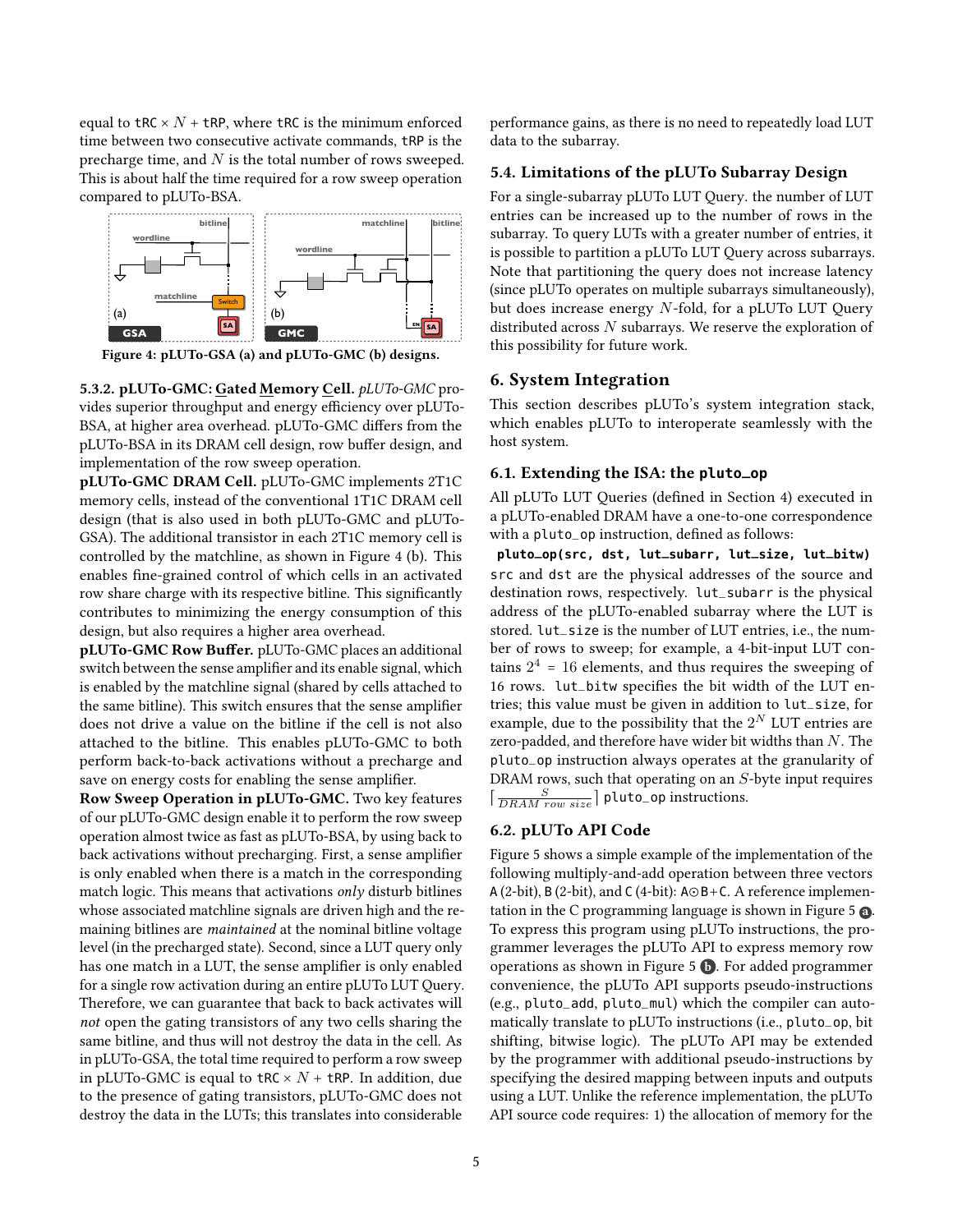equal to tRC × $N$ + tRP, where tRC is the minimum enforced time between two consecutive activate commands, tRP is the precharge time, and $N$ is the total number of rows swept. This is about half the time required for a row sweep operation compared to pLUTo-BSA.

Figure 4: pLUTo-GSA (a) and pLUTo-GMC (b) designs.

#### 5.3.2. pLUTo-GMC: Gated Memory Cell.

*pLUTo-GMC* provides superior throughput and energy efficiency over pLUTo-BSA, at higher area overhead. pLUTo-GMC differs from the pLUTo-BSA in its DRAM cell design, row buffer design, and implementation of the row sweep operation.

**pLUTo-GMC DRAM Cell.** pLUTo-GMC implements 2T1C memory cells, instead of the conventional 1T1C DRAM cell design (that is also used in both pLUTo-GMC and pLUTo-GSA). The additional transistor in each 2T1C memory cell is controlled by the matchline, as shown in Figure 4 (b). This enables fine-grained control of which cells in an activated row share charge with its respective bitline. This significantly contributes to minimizing the energy consumption of this design, but also requires a higher area overhead.

**pLUTo-GMC Row Buffer.** pLUTo-GMC places an additional switch between the sense amplifier and its enable signal, which is enabled by the matchline signal (shared by cells attached to the same bitline). This switch ensures that the sense amplifier does not drive a value on the bitline if the cell is not also attached to the bitline. This enables pLUTo-GMC to both perform back-to-back activations without a precharge and save on energy costs for enabling the sense amplifier.

**Row Sweep Operation in pLUTo-GMC.** Two key features of our pLUTo-GMC design enable it to perform the row sweep operation almost twice as fast as pLUTo-BSA, by using back to back activations without precharging. First, a sense amplifier is only enabled when there is a match in the corresponding match logic. This means that activations *only* disturb bitlines whose associated matchline signals are driven high and the remaining bitlines are *maintained* at the nominal bitline voltage level (in the precharged state). Second, since a LUT query only has one match in a LUT, the sense amplifier is only enabled for a single row activation during an entire pLUTo LUT Query. Therefore, we can guarantee that back to back activates will *not* open the gating transistors of any two cells sharing the same bitline, and thus will not destroy the data in the cell. As in pLUTo-GSA, the total time required to perform a row sweep in pLUTo-GMC is equal to tRC × $N$ + tRP. In addition, due to the presence of gating transistors, pLUTo-GMC does not destroy the data in the LUTs; this translates into considerable performance gains, as there is no need to repeatedly load LUT data to the subarray.

### 5.4. Limitations of the pLUTo Subarray Design

For a single-subarray pLUTo LUT Query. the number of LUT entries can be increased up to the number of rows in the subarray. To query LUTs with a greater number of entries, it is possible to partition a pLUTo LUT Query across subarrays. Note that partitioning the query does not increase latency (since pLUTo operates on multiple subarrays simultaneously), but does increase energy $N$-fold, for a pLUTo LUT Query distributed across $N$ subarrays. We reserve the exploration of this possibility for future work.

## 6. System Integration

This section describes pLUTo's system integration stack, which enables pLUTo to interoperate seamlessly with the host system.

### 6.1. Extending the ISA: the `pluto_op`

All pLUTo LUT Queries (defined in Section 4) executed in a pLUTo-enabled DRAM have a one-to-one correspondence with a `pluto_op` instruction, defined as follows:

**`pluto_op(src, dst, lut_subarr, lut_size, lut_bitw)`**

`src` and `dst` are the physical addresses of the source and destination rows, respectively. `lut_subarr` is the physical address of the pLUTo-enabled subarray where the LUT is stored. `lut_size` is the number of LUT entries, i.e., the number of rows to sweep; for example, a 4-bit-input LUT contains $2^4 = 16$ elements, and thus requires the sweeping of 16 rows. `lut_bitw` specifies the bit width of the LUT entries; this value must be given in addition to `lut_size`, for example, due to the possibility that the $2^N$ LUT entries are zero-padded, and therefore have wider bit widths than $N$. The `pluto_op` instruction always operates at the granularity of DRAM rows, such that operating on an $S$-byte input requires $\lceil \frac{S}{DRAM\ row\ size} \rceil$ `pluto_op` instructions.

### 6.2. pLUTo API Code

Figure 5 shows a simple example of the implementation of the following multiply-and-add operation between three vectors A (2-bit), B (2-bit), and C (4-bit): A⊙B+C. A reference implementation in the C programming language is shown in Figure 5 ⓐ. To express this program using pLUTo instructions, the programmer leverages the pLUTo API to express memory row operations as shown in Figure 5 ⓑ. For added programmer convenience, the pLUTo API supports pseudo-instructions (e.g., `pluto_add`, `pluto_mul`) which the compiler can automatically translate to pLUTo instructions (i.e., `pluto_op`, bit shifting, bitwise logic). The pLUTo API may be extended by the programmer with additional pseudo-instructions by specifying the desired mapping between inputs and outputs using a LUT. Unlike the reference implementation, the pLUTo API source code requires: 1) the allocation of memory for the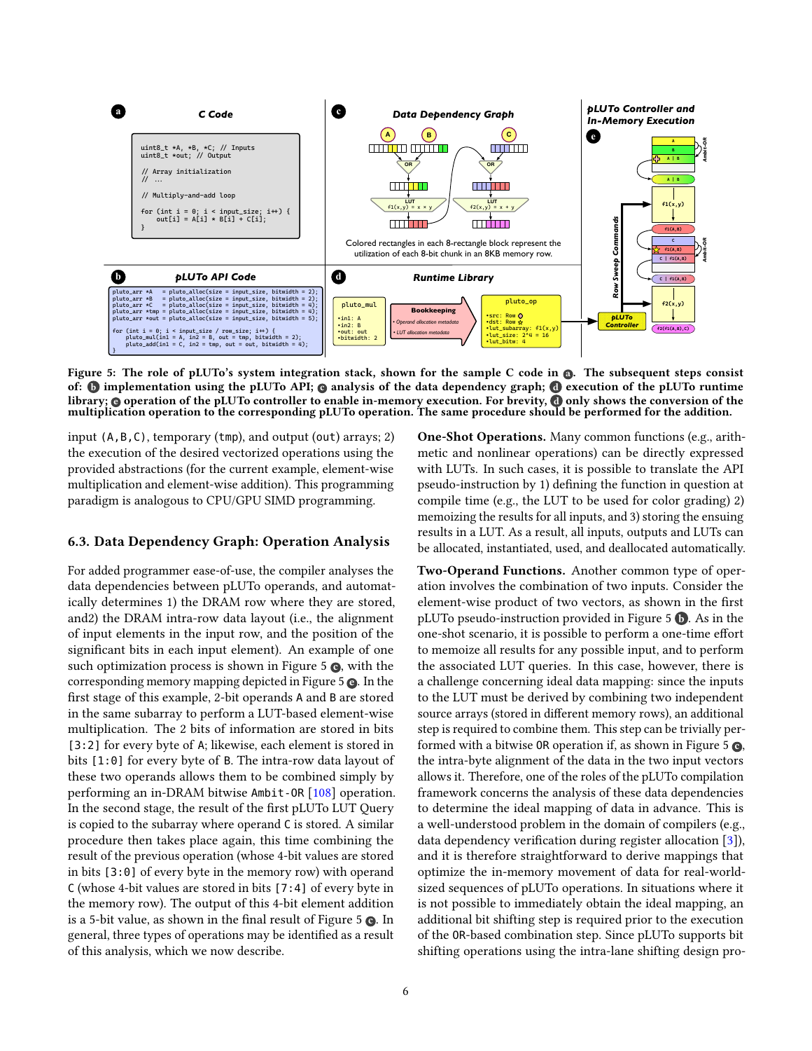**Figure 5: The role of pLUTo's system integration stack, shown for the sample C code in ⓐ. The subsequent steps consist of: ⓑ implementation using the pLUTo API; ⓒ analysis of the data dependency graph; ⓓ execution of the pLUTo runtime library; ⓔ operation of the pLUTo controller to enable in-memory execution. For brevity, ⓓ only shows the conversion of the multiplication operation to the corresponding pLUTo operation. The same procedure should be performed for the addition.**

input (A,B,C), temporary (tmp), and output (out) arrays; 2) the execution of the desired vectorized operations using the provided abstractions (for the current example, element-wise multiplication and element-wise addition). This programming paradigm is analogous to CPU/GPU SIMD programming.

## 6.3. Data Dependency Graph: Operation Analysis

For added programmer ease-of-use, the compiler analyses the data dependencies between pLUTo operands, and automatically determines 1) the DRAM row where they are stored, and2) the DRAM intra-row data layout (i.e., the alignment of input elements in the input row, and the position of the significant bits in each input element). An example of one such optimization process is shown in Figure 5 ⓒ, with the corresponding memory mapping depicted in Figure 5 ⓔ. In the first stage of this example, 2-bit operands A and B are stored in the same subarray to perform a LUT-based element-wise multiplication. The 2 bits of information are stored in bits [3:2] for every byte of A; likewise, each element is stored in bits [1:0] for every byte of B. The intra-row data layout of these two operands allows them to be combined simply by performing an in-DRAM bitwise Ambit-OR [108] operation. In the second stage, the result of the first pLUTo LUT Query is copied to the subarray where operand C is stored. A similar procedure then takes place again, this time combining the result of the previous operation (whose 4-bit values are stored in bits [3:0] of every byte in the memory row) with operand C (whose 4-bit values are stored in bits [7:4] of every byte in the memory row). The output of this 4-bit element addition is a 5-bit value, as shown in the final result of Figure 5 ⓔ. In general, three types of operations may be identified as a result of this analysis, which we now describe.

**One-Shot Operations.** Many common functions (e.g., arithmetic and nonlinear operations) can be directly expressed with LUTs. In such cases, it is possible to translate the API pseudo-instruction by 1) defining the function in question at compile time (e.g., the LUT to be used for color grading) 2) memoizing the results for all inputs, and 3) storing the ensuing results in a LUT. As a result, all inputs, outputs and LUTs can be allocated, instantiated, used, and deallocated automatically.

**Two-Operand Functions.** Another common type of operation involves the combination of two inputs. Consider the element-wise product of two vectors, as shown in the first pLUTo pseudo-instruction provided in Figure 5 ⓑ. As in the one-shot scenario, it is possible to perform a one-time effort to memoize all results for any possible input, and to perform the associated LUT queries. In this case, however, there is a challenge concerning ideal data mapping: since the inputs to the LUT must be derived by combining two independent source arrays (stored in different memory rows), an additional step is required to combine them. This step can be trivially performed with a bitwise OR operation if, as shown in Figure 5 ⓒ, the intra-byte alignment of the data in the two input vectors allows it. Therefore, one of the roles of the pLUTo compilation framework concerns the analysis of these data dependencies to determine the ideal mapping of data in advance. This is a well-understood problem in the domain of compilers (e.g., data dependency verification during register allocation [3]), and it is therefore straightforward to derive mappings that optimize the in-memory movement of data for real-world-sized sequences of pLUTo operations. In situations where it is not possible to immediately obtain the ideal mapping, an additional bit shifting step is required prior to the execution of the OR-based combination step. Since pLUTo supports bit shifting operations using the intra-lane shifting design pro-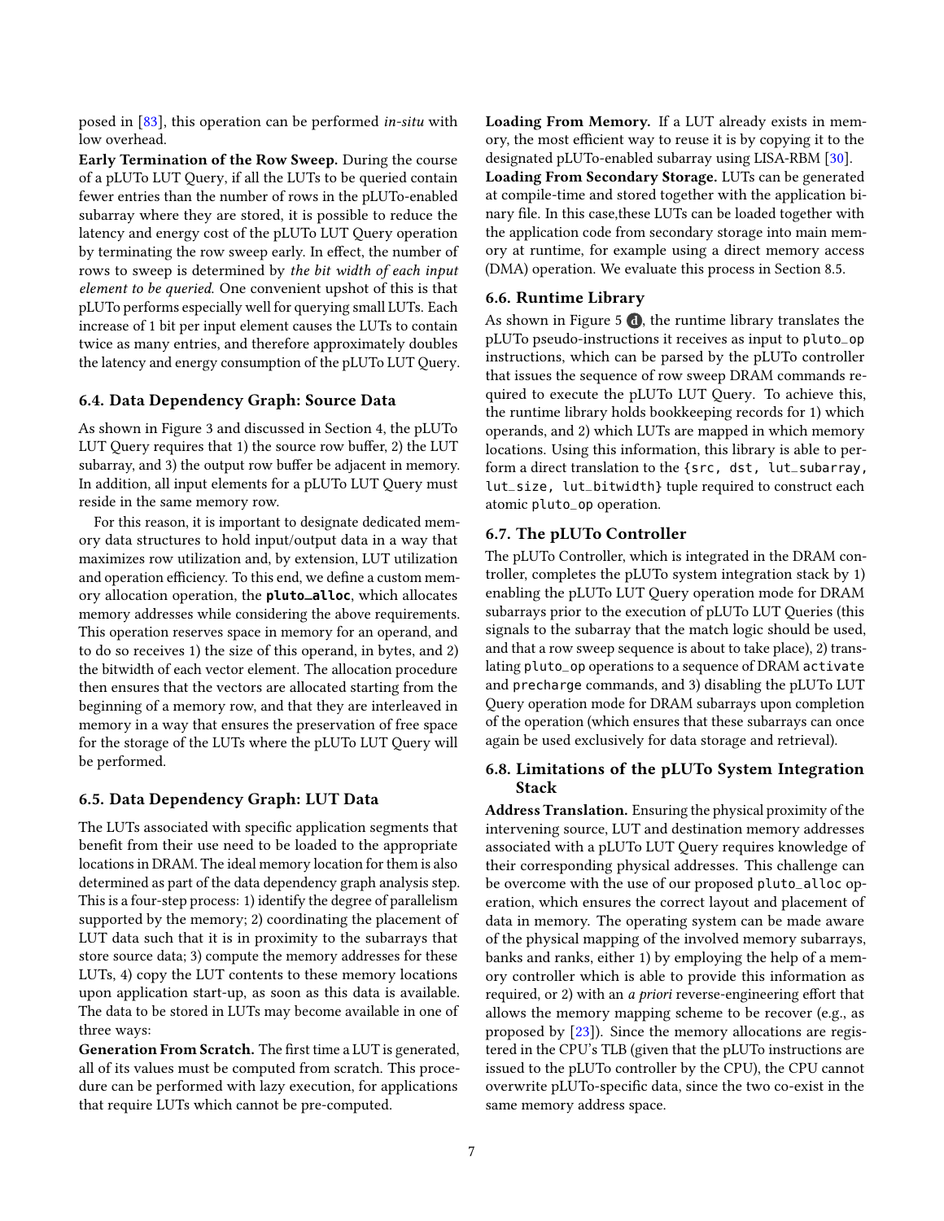posed in [83], this operation can be performed *in-situ* with low overhead.

**Early Termination of the Row Sweep.** During the course of a pLUTo LUT Query, if all the LUTs to be queried contain fewer entries than the number of rows in the pLUTo-enabled subarray where they are stored, it is possible to reduce the latency and energy cost of the pLUTo LUT Query operation by terminating the row sweep early. In effect, the number of rows to sweep is determined by *the bit width of each input element to be queried.* One convenient upshot of this is that pLUTo performs especially well for querying small LUTs. Each increase of 1 bit per input element causes the LUTs to contain twice as many entries, and therefore approximately doubles the latency and energy consumption of the pLUTo LUT Query.

### 6.4. Data Dependency Graph: Source Data

As shown in Figure 3 and discussed in Section 4, the pLUTo LUT Query requires that 1) the source row buffer, 2) the LUT subarray, and 3) the output row buffer be adjacent in memory. In addition, all input elements for a pLUTo LUT Query must reside in the same memory row.

For this reason, it is important to designate dedicated memory data structures to hold input/output data in a way that maximizes row utilization and, by extension, LUT utilization and operation efficiency. To this end, we define a custom memory allocation operation, the **`pluto_alloc`**, which allocates memory addresses while considering the above requirements. This operation reserves space in memory for an operand, and to do so receives 1) the size of this operand, in bytes, and 2) the bitwidth of each vector element. The allocation procedure then ensures that the vectors are allocated starting from the beginning of a memory row, and that they are interleaved in memory in a way that ensures the preservation of free space for the storage of the LUTs where the pLUTo LUT Query will be performed.

### 6.5. Data Dependency Graph: LUT Data

The LUTs associated with specific application segments that benefit from their use need to be loaded to the appropriate locations in DRAM. The ideal memory location for them is also determined as part of the data dependency graph analysis step. This is a four-step process: 1) identify the degree of parallelism supported by the memory; 2) coordinating the placement of LUT data such that it is in proximity to the subarrays that store source data; 3) compute the memory addresses for these LUTs, 4) copy the LUT contents to these memory locations upon application start-up, as soon as this data is available. The data to be stored in LUTs may become available in one of three ways:

**Generation From Scratch.** The first time a LUT is generated, all of its values must be computed from scratch. This procedure can be performed with lazy execution, for applications that require LUTs which cannot be pre-computed.

**Loading From Memory.** If a LUT already exists in memory, the most efficient way to reuse it is by copying it to the designated pLUTo-enabled subarray using LISA-RBM [30].

**Loading From Secondary Storage.** LUTs can be generated at compile-time and stored together with the application binary file. In this case,these LUTs can be loaded together with the application code from secondary storage into main memory at runtime, for example using a direct memory access (DMA) operation. We evaluate this process in Section 8.5.

### 6.6. Runtime Library

As shown in Figure 5 (d), the runtime library translates the pLUTo pseudo-instructions it receives as input to `pluto_op` instructions, which can be parsed by the pLUTo controller that issues the sequence of row sweep DRAM commands required to execute the pLUTo LUT Query. To achieve this, the runtime library holds bookkeeping records for 1) which operands, and 2) which LUTs are mapped in which memory locations. Using this information, this library is able to perform a direct translation to the `{src, dst, lut_subarray, lut_size, lut_bitwidth}` tuple required to construct each atomic `pluto_op` operation.

### 6.7. The pLUTo Controller

The pLUTo Controller, which is integrated in the DRAM controller, completes the pLUTo system integration stack by 1) enabling the pLUTo LUT Query operation mode for DRAM subarrays prior to the execution of pLUTo LUT Queries (this signals to the subarray that the match logic should be used, and that a row sweep sequence is about to take place), 2) translating `pluto_op` operations to a sequence of DRAM `activate` and `precharge` commands, and 3) disabling the pLUTo LUT Query operation mode for DRAM subarrays upon completion of the operation (which ensures that these subarrays can once again be used exclusively for data storage and retrieval).

### 6.8. Limitations of the pLUTo System Integration Stack

**Address Translation.** Ensuring the physical proximity of the intervening source, LUT and destination memory addresses associated with a pLUTo LUT Query requires knowledge of their corresponding physical addresses. This challenge can be overcome with the use of our proposed `pluto_alloc` operation, which ensures the correct layout and placement of data in memory. The operating system can be made aware of the physical mapping of the involved memory subarrays, banks and ranks, either 1) by employing the help of a memory controller which is able to provide this information as required, or 2) with an *a priori* reverse-engineering effort that allows the memory mapping scheme to be recover (e.g., as proposed by [23]). Since the memory allocations are registered in the CPU's TLB (given that the pLUTo instructions are issued to the pLUTo controller by the CPU), the CPU cannot overwrite pLUTo-specific data, since the two co-exist in the same memory address space.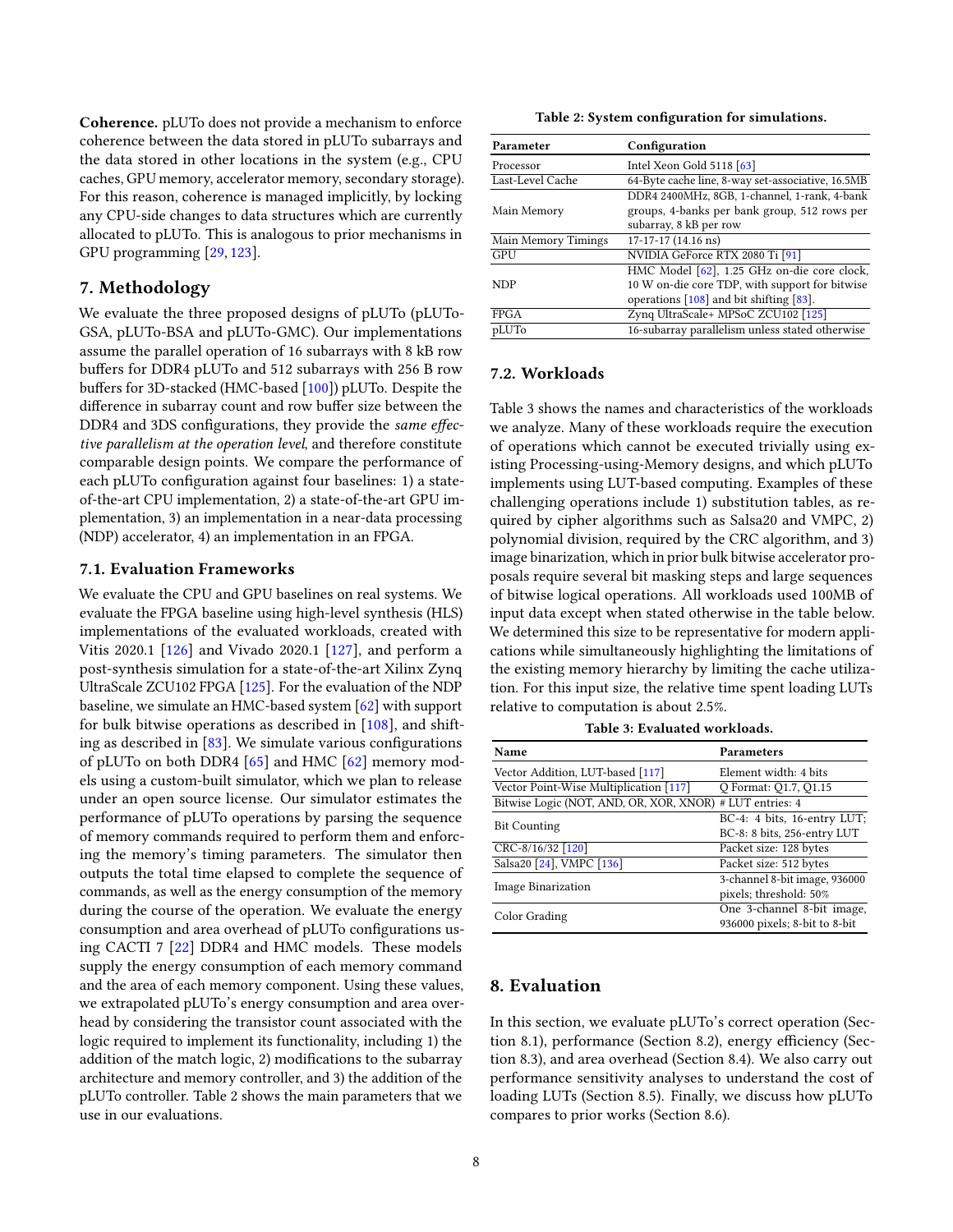**Coherence.** pLUTo does not provide a mechanism to enforce coherence between the data stored in pLUTo subarrays and the data stored in other locations in the system (e.g., CPU caches, GPU memory, accelerator memory, secondary storage). For this reason, coherence is managed implicitly, by locking any CPU-side changes to data structures which are currently allocated to pLUTo. This is analogous to prior mechanisms in GPU programming [29, 123].

## 7. Methodology

We evaluate the three proposed designs of pLUTo (pLUTo-GSA, pLUTo-BSA and pLUTo-GMC). Our implementations assume the parallel operation of 16 subarrays with 8 kB row buffers for DDR4 pLUTo and 512 subarrays with 256 B row buffers for 3D-stacked (HMC-based [100]) pLUTo. Despite the difference in subarray count and row buffer size between the DDR4 and 3DS configurations, they provide the *same effective parallelism at the operation level*, and therefore constitute comparable design points. We compare the performance of each pLUTo configuration against four baselines: 1) a state-of-the-art CPU implementation, 2) a state-of-the-art GPU implementation, 3) an implementation in a near-data processing (NDP) accelerator, 4) an implementation in an FPGA.

### 7.1. Evaluation Frameworks

We evaluate the CPU and GPU baselines on real systems. We evaluate the FPGA baseline using high-level synthesis (HLS) implementations of the evaluated workloads, created with Vitis 2020.1 [126] and Vivado 2020.1 [127], and perform a post-synthesis simulation for a state-of-the-art Xilinx Zynq UltraScale ZCU102 FPGA [125]. For the evaluation of the NDP baseline, we simulate an HMC-based system [62] with support for bulk bitwise operations as described in [108], and shifting as described in [83]. We simulate various configurations of pLUTo on both DDR4 [65] and HMC [62] memory models using a custom-built simulator, which we plan to release under an open source license. Our simulator estimates the performance of pLUTo operations by parsing the sequence of memory commands required to perform them and enforcing the memory's timing parameters. The simulator then outputs the total time elapsed to complete the sequence of commands, as well as the energy consumption of the memory during the course of the operation. We evaluate the energy consumption and area overhead of pLUTo configurations using CACTI 7 [22] DDR4 and HMC models. These models supply the energy consumption of each memory command and the area of each memory component. Using these values, we extrapolated pLUTo's energy consumption and area overhead by considering the transistor count associated with the logic required to implement its functionality, including 1) the addition of the match logic, 2) modifications to the subarray architecture and memory controller, and 3) the addition of the pLUTo controller. Table 2 shows the main parameters that we use in our evaluations.

**Table 2: System configuration for simulations.**

| Parameter | Configuration |
|---|---|
| Processor | Intel Xeon Gold 5118 [63] |
| Last-Level Cache | 64-Byte cache line, 8-way set-associative, 16.5MB |
| Main Memory | DDR4 2400MHz, 8GB, 1-channel, 1-rank, 4-bank groups, 4-banks per bank group, 512 rows per subarray, 8 kB per row |
| Main Memory Timings | 17-17-17 (14.16 ns) |
| GPU | NVIDIA GeForce RTX 2080 Ti [91] |
| NDP | HMC Model [62], 1.25 GHz on-die core clock, 10 W on-die core TDP, with support for bitwise operations [108] and bit shifting [83]. |
| FPGA | Zynq UltraScale+ MPSoC ZCU102 [125] |
| pLUTo | 16-subarray parallelism unless stated otherwise |

### 7.2. Workloads

Table 3 shows the names and characteristics of the workloads we analyze. Many of these workloads require the execution of operations which cannot be executed trivially using existing Processing-using-Memory designs, and which pLUTo implements using LUT-based computing. Examples of these challenging operations include 1) substitution tables, as required by cipher algorithms such as Salsa20 and VMPC, 2) polynomial division, required by the CRC algorithm, and 3) image binarization, which in prior bulk bitwise accelerator proposals require several bit masking steps and large sequences of bitwise logical operations. All workloads used 100MB of input data except when stated otherwise in the table below. We determined this size to be representative for modern applications while simultaneously highlighting the limitations of the existing memory hierarchy by limiting the cache utilization. For this input size, the relative time spent loading LUTs relative to computation is about 2.5%.

**Table 3: Evaluated workloads.**

| Name | Parameters |
|---|---|
| Vector Addition, LUT-based [117] | Element width: 4 bits |
| Vector Point-Wise Multiplication [117] | Q Format: Q1.7, Q1.15 |
| Bitwise Logic (NOT, AND, OR, XOR, XNOR) | # LUT entries: 4 |
| Bit Counting | BC-4: 4 bits, 16-entry LUT; BC-8: 8 bits, 256-entry LUT |
| CRC-8/16/32 [120] | Packet size: 128 bytes |
| Salsa20 [24], VMPC [136] | Packet size: 512 bytes |
| Image Binarization | 3-channel 8-bit image, 936000 pixels; threshold: 50% |
| Color Grading | One 3-channel 8-bit image, 936000 pixels; 8-bit to 8-bit |

## 8. Evaluation

In this section, we evaluate pLUTo's correct operation (Section 8.1), performance (Section 8.2), energy efficiency (Section 8.3), and area overhead (Section 8.4). We also carry out performance sensitivity analyses to understand the cost of loading LUTs (Section 8.5). Finally, we discuss how pLUTo compares to prior works (Section 8.6).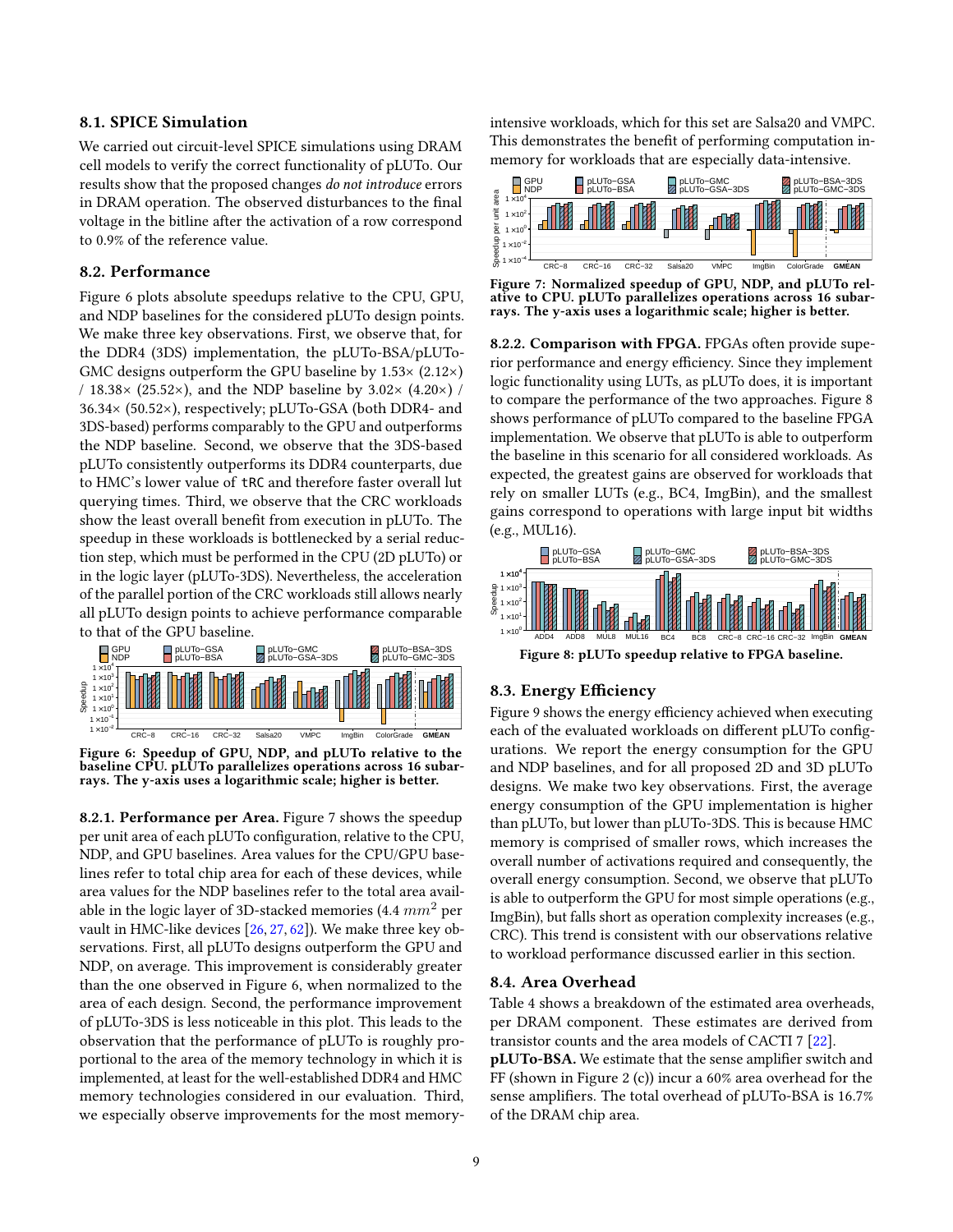### 8.1. SPICE Simulation

We carried out circuit-level SPICE simulations using DRAM cell models to verify the correct functionality of pLUTo. Our results show that the proposed changes *do not introduce* errors in DRAM operation. The observed disturbances to the final voltage in the bitline after the activation of a row correspond to 0.9% of the reference value.

### 8.2. Performance

Figure 6 plots absolute speedups relative to the CPU, GPU, and NDP baselines for the considered pLUTo design points. We make three key observations. First, we observe that, for the DDR4 (3DS) implementation, the pLUTo-BSA/pLUTo-GMC designs outperform the GPU baseline by 1.53× (2.12×) / 18.38× (25.52×), and the NDP baseline by 3.02× (4.20×) / 36.34× (50.52×), respectively; pLUTo-GSA (both DDR4- and 3DS-based) performs comparably to the GPU and outperforms the NDP baseline. Second, we observe that the 3DS-based pLUTo consistently outperforms its DDR4 counterparts, due to HMC's lower value of tRC and therefore faster overall lut querying times. Third, we observe that the CRC workloads show the least overall benefit from execution in pLUTo. The speedup in these workloads is bottlenecked by a serial reduction step, which must be performed in the CPU (2D pLUTo) or in the logic layer (pLUTo-3DS). Nevertheless, the acceleration of the parallel portion of the CRC workloads still allows nearly all pLUTo design points to achieve performance comparable to that of the GPU baseline.

**Figure 6: Speedup of GPU, NDP, and pLUTo relative to the baseline CPU. pLUTo parallelizes operations across 16 subarrays. The y-axis uses a logarithmic scale; higher is better.**

#### 8.2.1. Performance per Area.

Figure 7 shows the speedup per unit area of each pLUTo configuration, relative to the CPU, NDP, and GPU baselines. Area values for the CPU/GPU baselines refer to total chip area for each of these devices, while area values for the NDP baselines refer to the total area available in the logic layer of 3D-stacked memories (4.4 $mm^2$ per vault in HMC-like devices [26, 27, 62]). We make three key observations. First, all pLUTo designs outperform the GPU and NDP, on average. This improvement is considerably greater than the one observed in Figure 6, when normalized to the area of each design. Second, the performance improvement of pLUTo-3DS is less noticeable in this plot. This leads to the observation that the performance of pLUTo is roughly proportional to the area of the memory technology in which it is implemented, at least for the well-established DDR4 and HMC memory technologies considered in our evaluation. Third, we especially observe improvements for the most memory-intensive workloads, which for this set are Salsa20 and VMPC. This demonstrates the benefit of performing computation in-memory for workloads that are especially data-intensive.

**Figure 7: Normalized speedup of GPU, NDP, and pLUTo relative to CPU. pLUTo parallelizes operations across 16 subarrays. The y-axis uses a logarithmic scale; higher is better.**

#### 8.2.2. Comparison with FPGA.

FPGAs often provide superior performance and energy efficiency. Since they implement logic functionality using LUTs, as pLUTo does, it is important to compare the performance of the two approaches. Figure 8 shows performance of pLUTo compared to the baseline FPGA implementation. We observe that pLUTo is able to outperform the baseline in this scenario for all considered workloads. As expected, the greatest gains are observed for workloads that rely on smaller LUTs (e.g., BC4, ImgBin), and the smallest gains correspond to operations with large input bit widths (e.g., MUL16).

**Figure 8: pLUTo speedup relative to FPGA baseline.**

### 8.3. Energy Efficiency

Figure 9 shows the energy efficiency achieved when executing each of the evaluated workloads on different pLUTo configurations. We report the energy consumption for the GPU and NDP baselines, and for all proposed 2D and 3D pLUTo designs. We make two key observations. First, the average energy consumption of the GPU implementation is higher than pLUTo, but lower than pLUTo-3DS. This is because HMC memory is comprised of smaller rows, which increases the overall number of activations required and consequently, the overall energy consumption. Second, we observe that pLUTo is able to outperform the GPU for most simple operations (e.g., ImgBin), but falls short as operation complexity increases (e.g., CRC). This trend is consistent with our observations relative to workload performance discussed earlier in this section.

### 8.4. Area Overhead

Table 4 shows a breakdown of the estimated area overheads, per DRAM component. These estimates are derived from transistor counts and the area models of CACTI 7 [22].

**pLUTo-BSA.** We estimate that the sense amplifier switch and FF (shown in Figure 2 (c)) incur a 60% area overhead for the sense amplifiers. The total overhead of pLUTo-BSA is 16.7% of the DRAM chip area.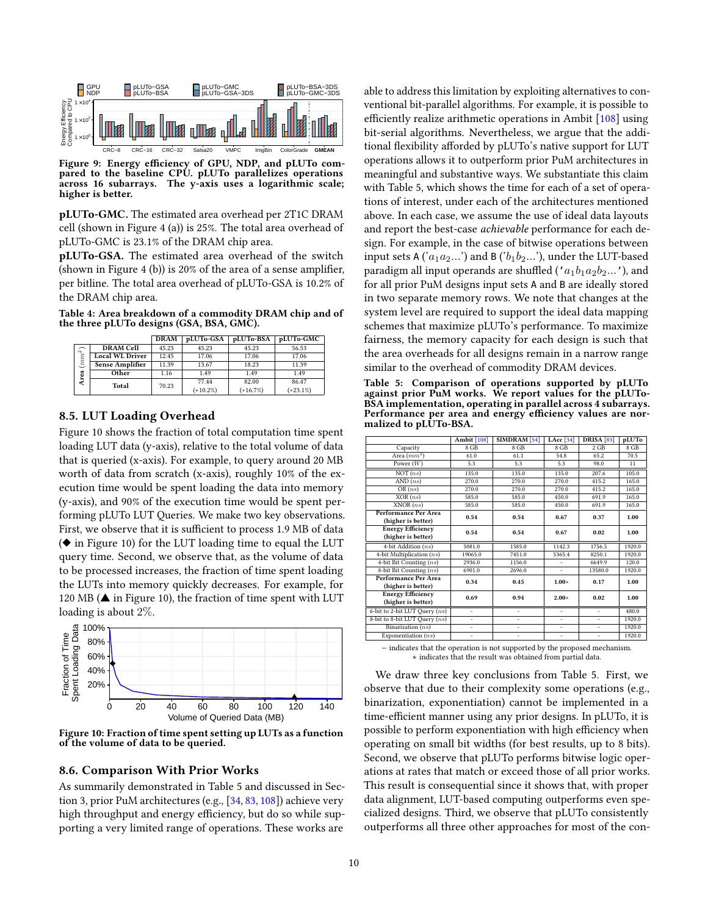Figure 9: Energy efficiency of GPU, NDP, and pLUTo compared to the baseline CPU. pLUTo parallelizes operations across 16 subarrays. The y-axis uses a logarithmic scale; higher is better.

**pLUTo-GMC.** The estimated area overhead per 2T1C DRAM cell (shown in Figure 4 (a)) is 25%. The total area overhead of pLUTo-GMC is 23.1% of the DRAM chip area.

**pLUTo-GSA.** The estimated area overhead of the switch (shown in Figure 4 (b)) is 20% of the area of a sense amplifier, per bitline. The total area overhead of pLUTo-GSA is 10.2% of the DRAM chip area.

**Table 4: Area breakdown of a commodity DRAM chip and of the three pLUTo designs (GSA, BSA, GMC).**

| | | DRAM | pLUTo-GSA | pLUTo-BSA | pLUTo-GMC |
|---|---|---|---|---|---|
| Area ($mm^2$) | DRAM Cell | 45.23 | 45.23 | 45.23 | 56.53 |
| | Local WL Driver | 12.45 | 17.06 | 17.06 | 17.06 |
| | Sense Amplifier | 11.39 | 13.67 | 18.23 | 11.39 |
| | Other | 1.16 | 1.49 | 1.49 | 1.49 |
| | Total | 70.23 | 77.44 (+10.2%) | 82.00 (+16.7%) | 86.47 (+23.1%) |

## 8.5. LUT Loading Overhead

Figure 10 shows the fraction of total computation time spent loading LUT data (y-axis), relative to the total volume of data that is queried (x-axis). For example, to query around 20 MB worth of data from scratch (x-axis), roughly 10% of the execution time would be spent loading the data into memory (y-axis), and 90% of the execution time would be spent performing pLUTo LUT Queries. We make two key observations. First, we observe that it is sufficient to process 1.9 MB of data (◆ in Figure 10) for the LUT loading time to equal the LUT query time. Second, we observe that, as the volume of data to be processed increases, the fraction of time spent loading the LUTs into memory quickly decreases. For example, for 120 MB (▲ in Figure 10), the fraction of time spent with LUT loading is about 2%.

Figure 10: Fraction of time spent setting up LUTs as a function of the volume of data to be queried.

## 8.6. Comparison With Prior Works

As summarily demonstrated in Table 5 and discussed in Section 3, prior PuM architectures (e.g., [34, 83, 108]) achieve very high throughput and energy efficiency, but do so while supporting a very limited range of operations. These works are able to address this limitation by exploiting alternatives to conventional bit-parallel algorithms. For example, it is possible to efficiently realize arithmetic operations in Ambit [108] using bit-serial algorithms. Nevertheless, we argue that the additional flexibility afforded by pLUTo's native support for LUT operations allows it to outperform prior PuM architectures in meaningful and substantive ways. We substantiate this claim with Table 5, which shows the time for each of a set of operations of interest, under each of the architectures mentioned above. In each case, we assume the use of ideal data layouts and report the best-case *achievable* performance for each design. For example, in the case of bitwise operations between input sets A ('$a_1a_2$...') and B ('$b_1b_2$...'), under the LUT-based paradigm all input operands are shuffled ('$a_1b_1a_2b_2$...'), and for all prior PuM designs input sets A and B are ideally stored in two separate memory rows. We note that changes at the system level are required to support the ideal data mapping schemes that maximize pLUTo's performance. To maximize fairness, the memory capacity for each design is such that the area overheads for all designs remain in a narrow range similar to the overhead of commodity DRAM devices.

**Table 5: Comparison of operations supported by pLUTo against prior PuM works. We report values for the pLUTo-BSA implementation, operating in parallel across 4 subarrays. Performance per area and energy efficiency values are normalized to pLUTo-BSA.**

| | Ambit [108] | SIMDRAM [54] | LAcc [34] | DRISA [83] | pLUTo |
|---|---|---|---|---|---|
| Capacity | 8 GB | 8 GB | 8 GB | 2 GB | 8 GB |
| Area ($mm^2$) | 61.0 | 61.1 | 54.8 | 65.2 | 70.5 |
| Power ($W$) | 5.3 | 5.3 | 5.3 | 98.0 | 11 |
| NOT ($ns$) | 135.0 | 135.0 | 135.0 | 207.6 | 105.0 |
| AND ($ns$) | 270.0 | 270.0 | 270.0 | 415.2 | 165.0 |
| OR ($ns$) | 270.0 | 270.0 | 270.0 | 415.2 | 165.0 |
| XOR ($ns$) | 585.0 | 585.0 | 450.0 | 691.9 | 165.0 |
| XNOR ($ns$) | 585.0 | 585.0 | 450.0 | 691.9 | 165.0 |
| **Performance Per Area (higher is better)** | **0.54** | **0.54** | **0.67** | **0.37** | **1.00** |
| **Energy Efficiency (higher is better)** | **0.54** | **0.54** | **0.67** | **0.02** | **1.00** |
| 4-bit Addition ($ns$) | 5081.0 | 1585.0 | 1142.3 | 1756.5 | 1920.0 |
| 4-bit Multiplication ($ns$) | 19065.0 | 7451.0 | 5365.4 | 8250.1 | 1920.0 |
| 4-bit Bit Counting ($ns$) | 2936.0 | 1156.0 | - | 6649.9 | 120.0 |
| 8-bit Bit Counting ($ns$) | 6901.0 | 2696.0 | - | 13580.0 | 1920.0 |
| **Performance Per Area (higher is better)** | **0.34** | **0.45** | **1.00∗** | **0.17** | **1.00** |
| **Energy Efficiency (higher is better)** | **0.69** | **0.94** | **2.00∗** | **0.02** | **1.00** |
| 6-bit to 2-bit LUT Query ($ns$) | - | - | - | - | 480.0 |
| 8-bit to 8-bit LUT Query ($ns$) | - | - | - | - | 1920.0 |
| Binarization ($ns$) | - | - | - | - | 1920.0 |
| Exponentiation ($ns$) | - | - | - | - | 1920.0 |

− indicates that the operation is not supported by the proposed mechanism.
∗ indicates that the result was obtained from partial data.

We draw three key conclusions from Table 5. First, we observe that due to their complexity some operations (e.g., binarization, exponentiation) cannot be implemented in a time-efficient manner using any prior designs. In pLUTo, it is possible to perform exponentiation with high efficiency when operating on small bit widths (for best results, up to 8 bits). Second, we observe that pLUTo performs bitwise logic operations at rates that match or exceed those of all prior works. This result is consequential since it shows that, with proper data alignment, LUT-based computing outperforms even specialized designs. Third, we observe that pLUTo consistently outperforms all three other approaches for most of the con-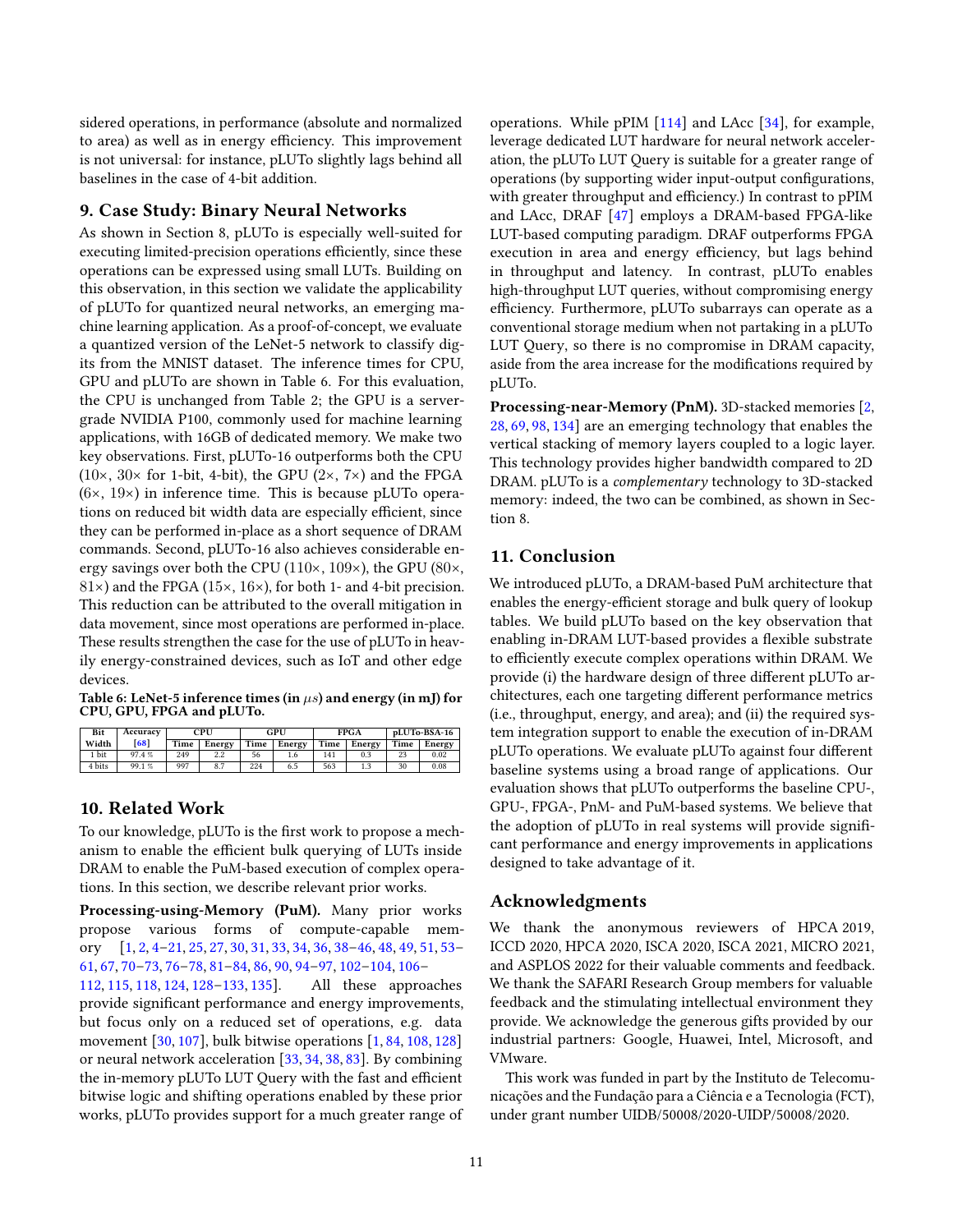sidered operations, in performance (absolute and normalized to area) as well as in energy efficiency. This improvement is not universal: for instance, pLUTo slightly lags behind all baselines in the case of 4-bit addition.

## 9. Case Study: Binary Neural Networks

As shown in Section 8, pLUTo is especially well-suited for executing limited-precision operations efficiently, since these operations can be expressed using small LUTs. Building on this observation, in this section we validate the applicability of pLUTo for quantized neural networks, an emerging machine learning application. As a proof-of-concept, we evaluate a quantized version of the LeNet-5 network to classify digits from the MNIST dataset. The inference times for CPU, GPU and pLUTo are shown in Table 6. For this evaluation, the CPU is unchanged from Table 2; the GPU is a server-grade NVIDIA P100, commonly used for machine learning applications, with 16GB of dedicated memory. We make two key observations. First, pLUTo-16 outperforms both the CPU (10×, 30× for 1-bit, 4-bit), the GPU (2×, 7×) and the FPGA (6×, 19×) in inference time. This is because pLUTo operations on reduced bit width data are especially efficient, since they can be performed in-place as a short sequence of DRAM commands. Second, pLUTo-16 also achieves considerable energy savings over both the CPU (110×, 109×), the GPU (80×, 81×) and the FPGA (15×, 16×), for both 1- and 4-bit precision. This reduction can be attributed to the overall mitigation in data movement, since most operations are performed in-place. These results strengthen the case for the use of pLUTo in heavily energy-constrained devices, such as IoT and other edge devices.

**Table 6: LeNet-5 inference times (in $\mu s$) and energy (in mJ) for CPU, GPU, FPGA and pLUTo.**

| Bit Width | Accuracy [68] | CPU | | GPU | | FPGA | | pLUTo-BSA-16 | |
|---|---|---|---|---|---|---|---|---|---|
| | | Time | Energy | Time | Energy | Time | Energy | Time | Energy |
| 1 bit | 97.4 % | 249 | 2.2 | 56 | 1.6 | 141 | 0.3 | 23 | 0.02 |
| 4 bits | 99.1 % | 997 | 8.7 | 224 | 6.5 | 563 | 1.3 | 30 | 0.08 |

## 10. Related Work

To our knowledge, pLUTo is the first work to propose a mechanism to enable the efficient bulk querying of LUTs inside DRAM to enable the PuM-based execution of complex operations. In this section, we describe relevant prior works.

**Processing-using-Memory (PuM).** Many prior works propose various forms of compute-capable memory [1, 2, 4–21, 25, 27, 30, 31, 33, 34, 36, 38–46, 48, 49, 51, 53–61, 67, 70–73, 76–78, 81–84, 86, 90, 94–97, 102–104, 106–112, 115, 118, 124, 128–133, 135]. All these approaches provide significant performance and energy improvements, but focus only on a reduced set of operations, e.g. data movement [30, 107], bulk bitwise operations [1, 84, 108, 128] or neural network acceleration [33, 34, 38, 83]. By combining the in-memory pLUTo LUT Query with the fast and efficient bitwise logic and shifting operations enabled by these prior works, pLUTo provides support for a much greater range of operations. While pPIM [114] and LAcc [34], for example, leverage dedicated LUT hardware for neural network acceleration, the pLUTo LUT Query is suitable for a greater range of operations (by supporting wider input-output configurations, with greater throughput and efficiency.) In contrast to pPIM and LAcc, DRAF [47] employs a DRAM-based FPGA-like LUT-based computing paradigm. DRAF outperforms FPGA execution in area and energy efficiency, but lags behind in throughput and latency. In contrast, pLUTo enables high-throughput LUT queries, without compromising energy efficiency. Furthermore, pLUTo subarrays can operate as a conventional storage medium when not partaking in a pLUTo LUT Query, so there is no compromise in DRAM capacity, aside from the area increase for the modifications required by pLUTo.

**Processing-near-Memory (PnM).** 3D-stacked memories [2, 28, 69, 98, 134] are an emerging technology that enables the vertical stacking of memory layers coupled to a logic layer. This technology provides higher bandwidth compared to 2D DRAM. pLUTo is a *complementary* technology to 3D-stacked memory: indeed, the two can be combined, as shown in Section 8.

## 11. Conclusion

We introduced pLUTo, a DRAM-based PuM architecture that enables the energy-efficient storage and bulk query of lookup tables. We build pLUTo based on the key observation that enabling in-DRAM LUT-based provides a flexible substrate to efficiently execute complex operations within DRAM. We provide (i) the hardware design of three different pLUTo architectures, each one targeting different performance metrics (i.e., throughput, energy, and area); and (ii) the required system integration support to enable the execution of in-DRAM pLUTo operations. We evaluate pLUTo against four different baseline systems using a broad range of applications. Our evaluation shows that pLUTo outperforms the baseline CPU-, GPU-, FPGA-, PnM- and PuM-based systems. We believe that the adoption of pLUTo in real systems will provide significant performance and energy improvements in applications designed to take advantage of it.

## Acknowledgments

We thank the anonymous reviewers of HPCA 2019, ICCD 2020, HPCA 2020, ISCA 2020, ISCA 2021, MICRO 2021, and ASPLOS 2022 for their valuable comments and feedback. We thank the SAFARI Research Group members for valuable feedback and the stimulating intellectual environment they provide. We acknowledge the generous gifts provided by our industrial partners: Google, Huawei, Intel, Microsoft, and VMware.

This work was funded in part by the Instituto de Telecomunicações and the Fundação para a Ciência e a Tecnologia (FCT), under grant number UIDB/50008/2020-UIDP/50008/2020.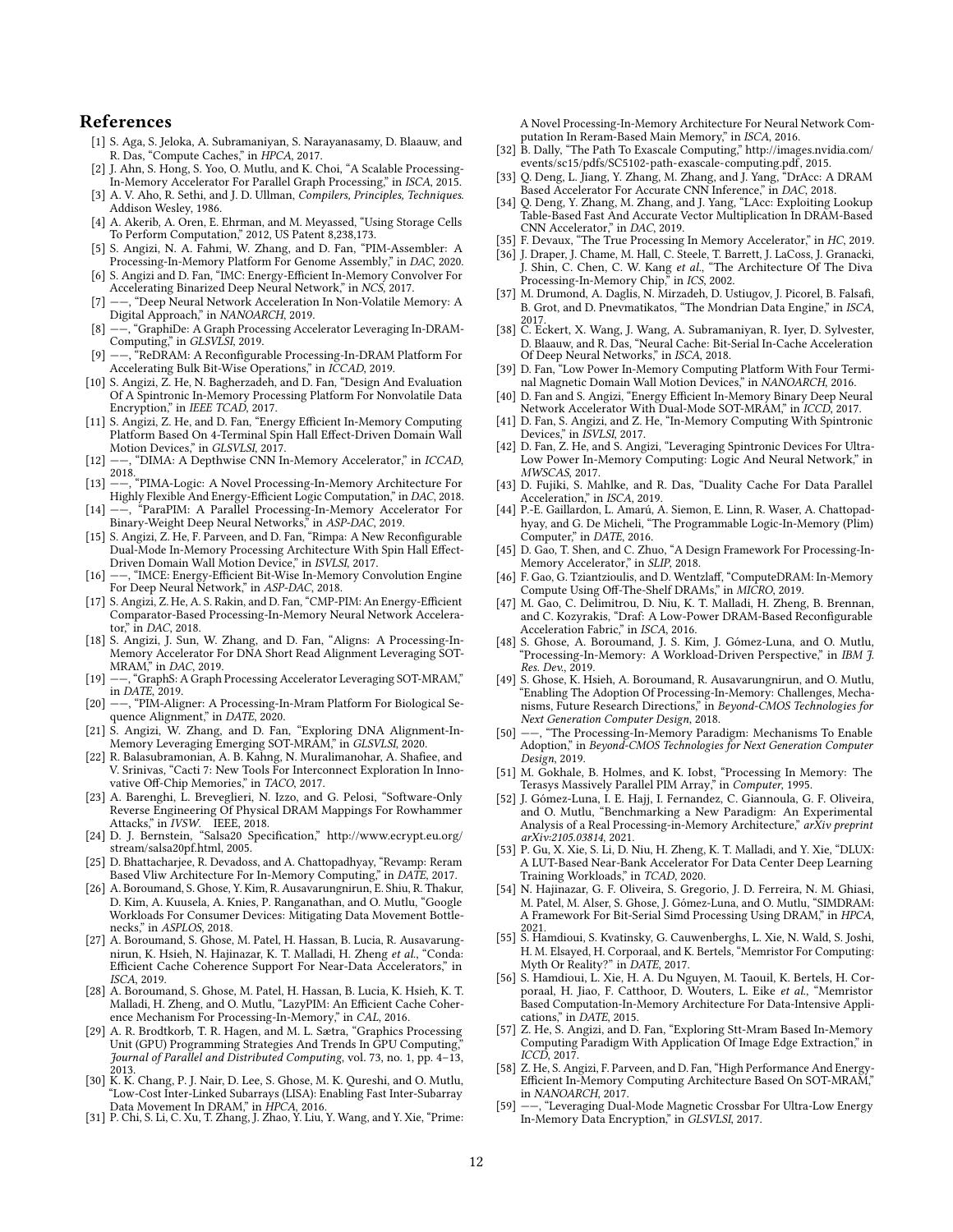## References

[1] S. Aga, S. Jeloka, A. Subramaniyan, S. Narayanasamy, D. Blaauw, and R. Das, "Compute Caches," in *HPCA*, 2017.

[2] J. Ahn, S. Hong, S. Yoo, O. Mutlu, and K. Choi, "A Scalable Processing-In-Memory Accelerator For Parallel Graph Processing," in *ISCA*, 2015.

[3] A. V. Aho, R. Sethi, and J. D. Ullman, *Compilers, Principles, Techniques*. Addison Wesley, 1986.

[4] A. Akerib, A. Oren, E. Ehrman, and M. Meyassed, "Using Storage Cells To Perform Computation," 2012, US Patent 8,238,173.

[5] S. Angizi, N. A. Fahmi, W. Zhang, and D. Fan, "PIM-Assembler: A Processing-In-Memory Platform For Genome Assembly," in *DAC*, 2020.

[6] S. Angizi and D. Fan, "IMC: Energy-Efficient In-Memory Convolver For Accelerating Binarized Deep Neural Network," in *NCS*, 2017.

[7] ——, "Deep Neural Network Acceleration In Non-Volatile Memory: A Digital Approach," in *NANOARCH*, 2019.

[8] ——, "GraphiDe: A Graph Processing Accelerator Leveraging In-DRAM-Computing," in *GLSVLSI*, 2019.

[9] ——, "ReDRAM: A Reconfigurable Processing-In-DRAM Platform For Accelerating Bulk Bit-Wise Operations," in *ICCAD*, 2019.

[10] S. Angizi, Z. He, N. Bagherzadeh, and D. Fan, "Design And Evaluation Of A Spintronic In-Memory Processing Platform For Nonvolatile Data Encryption," in *IEEE TCAD*, 2017.

[11] S. Angizi, Z. He, and D. Fan, "Energy Efficient In-Memory Computing Platform Based On 4-Terminal Spin Hall Effect-Driven Domain Wall Motion Devices," in *GLSVLSI*, 2017.

[12] ——, "DIMA: A Depthwise CNN In-Memory Accelerator," in *ICCAD*, 2018.

[13] ——, "PIMA-Logic: A Novel Processing-In-Memory Architecture For Highly Flexible And Energy-Efficient Logic Computation," in *DAC*, 2018.

[14] ——, "ParaPIM: A Parallel Processing-In-Memory Accelerator For Binary-Weight Deep Neural Networks," in *ASP-DAC*, 2019.

[15] S. Angizi, Z. He, F. Parveen, and D. Fan, "Rimpa: A New Reconfigurable Dual-Mode In-Memory Processing Architecture With Spin Hall Effect-Driven Domain Wall Motion Device," in *ISVLSI*, 2017.

[16] ——, "IMCE: Energy-Efficient Bit-Wise In-Memory Convolution Engine For Deep Neural Network," in *ASP-DAC*, 2018.

[17] S. Angizi, Z. He, A. S. Rakin, and D. Fan, "CMP-PIM: An Energy-Efficient Comparator-Based Processing-In-Memory Neural Network Accelerator," in *DAC*, 2018.

[18] S. Angizi, J. Sun, W. Zhang, and D. Fan, "Aligns: A Processing-In-Memory Accelerator For DNA Short Read Alignment Leveraging SOT-MRAM," in *DAC*, 2019.

[19] ——, "GraphS: A Graph Processing Accelerator Leveraging SOT-MRAM," in *DATE*, 2019.

[20] ——, "PIM-Aligner: A Processing-In-Mram Platform For Biological Sequence Alignment," in *DATE*, 2020.

[21] S. Angizi, W. Zhang, and D. Fan, "Exploring DNA Alignment-In-Memory Leveraging Emerging SOT-MRAM," in *GLSVLSI*, 2020.

[22] R. Balasubramonian, A. B. Kahng, N. Muralimanohar, A. Shafiee, and V. Srinivas, "Cacti 7: New Tools For Interconnect Exploration In Innovative Off-Chip Memories," in *TACO*, 2017.

[23] A. Barenghi, L. Breveglieri, N. Izzo, and G. Pelosi, "Software-Only Reverse Engineering Of Physical DRAM Mappings For Rowhammer Attacks," in *IVSW*. IEEE, 2018.

[24] D. J. Bernstein, "Salsa20 Specification," http://www.ecrypt.eu.org/stream/salsa20pf.html, 2005.

[25] D. Bhattacharjee, R. Devadoss, and A. Chattopadhyay, "Revamp: Reram Based Vliw Architecture For In-Memory Computing," in *DATE*, 2017.

[26] A. Boroumand, S. Ghose, Y. Kim, R. Ausavarungnirun, E. Shiu, R. Thakur, D. Kim, A. Kuusela, A. Knies, P. Ranganathan, and O. Mutlu, "Google Workloads For Consumer Devices: Mitigating Data Movement Bottlenecks," in *ASPLOS*, 2018.

[27] A. Boroumand, S. Ghose, M. Patel, H. Hassan, B. Lucia, R. Ausavarungnirun, K. Hsieh, N. Hajinazar, K. T. Malladi, H. Zheng *et al.*, "Conda: Efficient Cache Coherence Support For Near-Data Accelerators," in *ISCA*, 2019.

[28] A. Boroumand, S. Ghose, M. Patel, H. Hassan, B. Lucia, K. Hsieh, K. T. Malladi, H. Zheng, and O. Mutlu, "LazyPIM: An Efficient Cache Coherence Mechanism For Processing-In-Memory," in *CAL*, 2016.

[29] A. R. Brodtkorb, T. R. Hagen, and M. L. Sætra, "Graphics Processing Unit (GPU) Programming Strategies And Trends In GPU Computing," *Journal of Parallel and Distributed Computing*, vol. 73, no. 1, pp. 4–13, 2013.

[30] K. K. Chang, P. J. Nair, D. Lee, S. Ghose, M. K. Qureshi, and O. Mutlu, "Low-Cost Inter-Linked Subarrays (LISA): Enabling Fast Inter-Subarray Data Movement In DRAM," in *HPCA*, 2016.

[31] P. Chi, S. Li, C. Xu, T. Zhang, J. Zhao, Y. Liu, Y. Wang, and Y. Xie, "Prime: A Novel Processing-In-Memory Architecture For Neural Network Computation In Reram-Based Main Memory," in *ISCA*, 2016.

[32] B. Dally, "The Path To Exascale Computing," http://images.nvidia.com/events/sc15/pdfs/SC5102-path-exascale-computing.pdf, 2015.

[33] Q. Deng, L. Jiang, Y. Zhang, M. Zhang, and J. Yang, "DrAcc: A DRAM Based Accelerator For Accurate CNN Inference," in *DAC*, 2018.

[34] Q. Deng, Y. Zhang, M. Zhang, and J. Yang, "LAcc: Exploiting Lookup Table-Based Fast And Accurate Vector Multiplication In DRAM-Based CNN Accelerator," in *DAC*, 2019.

[35] F. Devaux, "The True Processing In Memory Accelerator," in *HC*, 2019.

[36] J. Draper, J. Chame, M. Hall, C. Steele, T. Barrett, J. LaCoss, J. Granacki, J. Shin, C. Chen, C. W. Kang *et al.*, "The Architecture Of The Diva Processing-In-Memory Chip," in *ICS*, 2002.

[37] M. Drumond, A. Daglis, N. Mirzadeh, D. Ustiugov, J. Picorel, B. Falsafi, B. Grot, and D. Pnevmatikatos, "The Mondrian Data Engine," in *ISCA*, 2017.

[38] C. Eckert, X. Wang, J. Wang, A. Subramaniyan, R. Iyer, D. Sylvester, D. Blaauw, and R. Das, "Neural Cache: Bit-Serial In-Cache Acceleration Of Deep Neural Networks," in *ISCA*, 2018.

[39] D. Fan, "Low Power In-Memory Computing Platform With Four Terminal Magnetic Domain Wall Motion Devices," in *NANOARCH*, 2016.

[40] D. Fan and S. Angizi, "Energy Efficient In-Memory Binary Deep Neural Network Accelerator With Dual-Mode SOT-MRAM," in *ICCD*, 2017.

[41] D. Fan, S. Angizi, and Z. He, "In-Memory Computing With Spintronic Devices," in *ISVLSI*, 2017.

[42] D. Fan, Z. He, and S. Angizi, "Leveraging Spintronic Devices For Ultra-Low Power In-Memory Computing: Logic And Neural Network," in *MWSCAS*, 2017.

[43] D. Fujiki, S. Mahlke, and R. Das, "Duality Cache For Data Parallel Acceleration," in *ISCA*, 2019.

[44] P.-E. Gaillardon, L. Amarú, A. Siemon, E. Linn, R. Waser, A. Chattopadhyay, and G. De Micheli, "The Programmable Logic-In-Memory (Plim) Computer," in *DATE*, 2016.

[45] D. Gao, T. Shen, and C. Zhuo, "A Design Framework For Processing-In-Memory Accelerator," in *SLIP*, 2018.

[46] F. Gao, G. Tziantzioulis, and D. Wentzlaff, "ComputeDRAM: In-Memory Compute Using Off-The-Shelf DRAMs," in *MICRO*, 2019.

[47] M. Gao, C. Delimitrou, D. Niu, K. T. Malladi, H. Zheng, B. Brennan, and C. Kozyrakis, "Draf: A Low-Power DRAM-Based Reconfigurable Acceleration Fabric," in *ISCA*, 2016.

[48] S. Ghose, A. Boroumand, J. S. Kim, J. Gómez-Luna, and O. Mutlu, "Processing-In-Memory: A Workload-Driven Perspective," in *IBM J. Res. Dev.*, 2019.

[49] S. Ghose, K. Hsieh, A. Boroumand, R. Ausavarungnirun, and O. Mutlu, "Enabling The Adoption Of Processing-In-Memory: Challenges, Mechanisms, Future Research Directions," in *Beyond-CMOS Technologies for Next Generation Computer Design*, 2018.

[50] ——, "The Processing-In-Memory Paradigm: Mechanisms To Enable Adoption," in *Beyond-CMOS Technologies for Next Generation Computer Design*, 2019.

[51] M. Gokhale, B. Holmes, and K. Iobst, "Processing In Memory: The Terasys Massively Parallel PIM Array," in *Computer*, 1995.

[52] J. Gómez-Luna, I. E. Hajj, I. Fernandez, C. Giannoula, G. F. Oliveira, and O. Mutlu, "Benchmarking a New Paradigm: An Experimental Analysis of a Real Processing-in-Memory Architecture," *arXiv preprint arXiv:2105.03814*, 2021.

[53] P. Gu, X. Xie, S. Li, D. Niu, H. Zheng, K. T. Malladi, and Y. Xie, "DLUX: A LUT-Based Near-Bank Accelerator For Data Center Deep Learning Training Workloads," in *TCAD*, 2020.

[54] N. Hajinazar, G. F. Oliveira, S. Gregorio, J. D. Ferreira, N. M. Ghiasi, M. Patel, M. Alser, S. Ghose, J. Gómez-Luna, and O. Mutlu, "SIMDRAM: A Framework For Bit-Serial Simd Processing Using DRAM," in *HPCA*, 2021.

[55] S. Hamdioui, S. Kvatinsky, G. Cauwenberghs, L. Xie, N. Wald, S. Joshi, H. M. Elsayed, H. Corporaal, and K. Bertels, "Memristor For Computing: Myth Or Reality?" in *DATE*, 2017.

[56] S. Hamdioui, L. Xie, H. A. Du Nguyen, M. Taouil, K. Bertels, H. Corporaal, H. Jiao, F. Catthoor, D. Wouters, L. Eike *et al.*, "Memristor Based Computation-In-Memory Architecture For Data-Intensive Applications," in *DATE*, 2015.

[57] Z. He, S. Angizi, and D. Fan, "Exploring Stt-Mram Based In-Memory Computing Paradigm With Application Of Image Edge Extraction," in *ICCD*, 2017.

[58] Z. He, S. Angizi, F. Parveen, and D. Fan, "High Performance And Energy-Efficient In-Memory Computing Architecture Based On SOT-MRAM," in *NANOARCH*, 2017.

[59] ——, "Leveraging Dual-Mode Magnetic Crossbar For Ultra-Low Energy In-Memory Data Encryption," in *GLSVLSI*, 2017.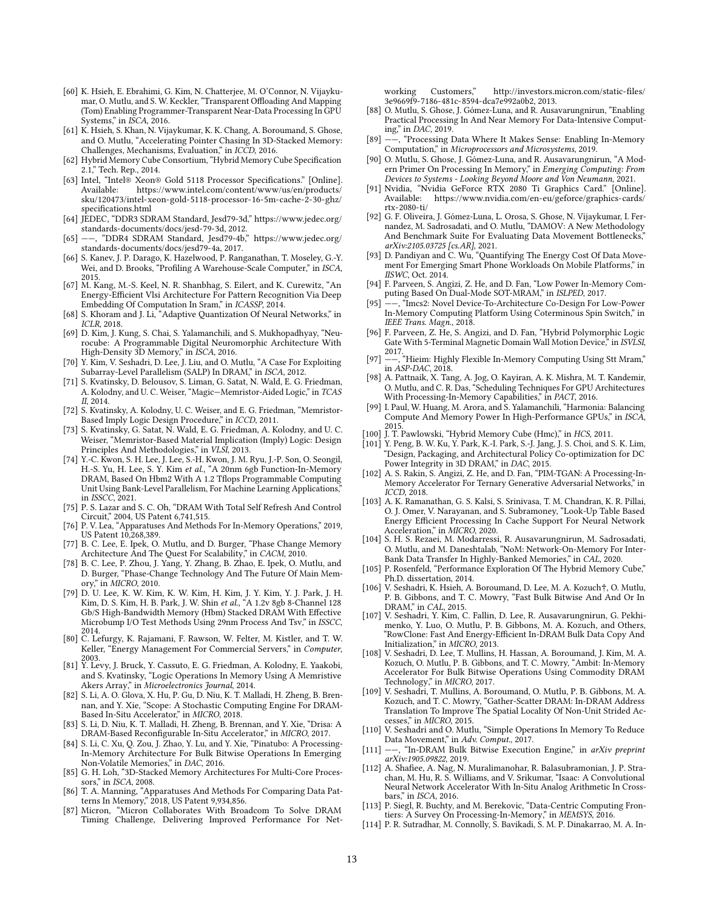[60] K. Hsieh, E. Ebrahimi, G. Kim, N. Chatterjee, M. O'Connor, N. Vijaykumar, O. Mutlu, and S. W. Keckler, "Transparent Offloading And Mapping (Tom) Enabling Programmer-Transparent Near-Data Processing In GPU Systems," in *ISCA*, 2016.

[61] K. Hsieh, S. Khan, N. Vijaykumar, K. K. Chang, A. Boroumand, S. Ghose, and O. Mutlu, "Accelerating Pointer Chasing In 3D-Stacked Memory: Challenges, Mechanisms, Evaluation," in *ICCD*, 2016.

[62] Hybrid Memory Cube Consortium, "Hybrid Memory Cube Specification 2.1," Tech. Rep., 2014.

[63] Intel, "Intel® Xeon® Gold 5118 Processor Specifications." [Online]. Available: https://www.intel.com/content/www/us/en/products/sku/120473/intel-xeon-gold-5118-processor-16-5m-cache-2-30-ghz/specifications.html

[64] JEDEC, "DDR3 SDRAM Standard, Jesd79-3d," https://www.jedec.org/standards-documents/docs/jesd-79-3d, 2012.

[65] ——, "DDR4 SDRAM Standard, Jesd79-4b," https://www.jedec.org/standards-documents/docs/jesd79-4a, 2017.

[66] S. Kanev, J. P. Darago, K. Hazelwood, P. Ranganathan, T. Moseley, G.-Y. Wei, and D. Brooks, "Profiling A Warehouse-Scale Computer," in *ISCA*, 2015.

[67] M. Kang, M.-S. Keel, N. R. Shanbhag, S. Eilert, and K. Curewitz, "An Energy-Efficient Vlsi Architecture For Pattern Recognition Via Deep Embedding Of Computation In Sram," in *ICASSP*, 2014.

[68] S. Khoram and J. Li, "Adaptive Quantization Of Neural Networks," in *ICLR*, 2018.

[69] D. Kim, J. Kung, S. Chai, S. Yalamanchili, and S. Mukhopadhyay, "Neurocube: A Programmable Digital Neuromorphic Architecture With High-Density 3D Memory," in *ISCA*, 2016.

[70] Y. Kim, V. Seshadri, D. Lee, J. Liu, and O. Mutlu, "A Case For Exploiting Subarray-Level Parallelism (SALP) In DRAM," in *ISCA*, 2012.

[71] S. Kvatinsky, D. Belousov, S. Liman, G. Satat, N. Wald, E. G. Friedman, A. Kolodny, and U. C. Weiser, "Magic—Memristor-Aided Logic," in *TCAS II*, 2014.

[72] S. Kvatinsky, A. Kolodny, U. C. Weiser, and E. G. Friedman, "Memristor-Based Imply Logic Design Procedure," in *ICCD*, 2011.

[73] S. Kvatinsky, G. Satat, N. Wald, E. G. Friedman, A. Kolodny, and U. C. Weiser, "Memristor-Based Material Implication (Imply) Logic: Design Principles And Methodologies," in *VLSI*, 2013.

[74] Y.-C. Kwon, S. H. Lee, J. Lee, S.-H. Kwon, J. M. Ryu, J.-P. Son, O. Seongil, H.-S. Yu, H. Lee, S. Y. Kim *et al.*, "A 20nm 6gb Function-In-Memory DRAM, Based On Hbm2 With A 1.2 Tflops Programmable Computing Unit Using Bank-Level Parallelism, For Machine Learning Applications," in *ISSCC*, 2021.

[75] P. S. Lazar and S. C. Oh, "DRAM With Total Self Refresh And Control Circuit," 2004, US Patent 6,741,515.

[76] P. V. Lea, "Apparatuses And Methods For In-Memory Operations," 2019, US Patent 10,268,389.

[77] B. C. Lee, E. Ipek, O. Mutlu, and D. Burger, "Phase Change Memory Architecture And The Quest For Scalability," in *CACM*, 2010.

[78] B. C. Lee, P. Zhou, J. Yang, Y. Zhang, B. Zhao, E. Ipek, O. Mutlu, and D. Burger, "Phase-Change Technology And The Future Of Main Memory," in *MICRO*, 2010.

[79] D. U. Lee, K. W. Kim, K. W. Kim, H. Kim, J. Y. Kim, Y. J. Park, J. H. Kim, D. S. Kim, H. B. Park, J. W. Shin *et al.*, "A 1.2v 8gb 8-Channel 128 Gb/S High-Bandwidth Memory (Hbm) Stacked DRAM With Effective Microbump I/O Test Methods Using 29nm Process And Tsv," in *ISSCC*, 2014.

[80] C. Lefurgy, K. Rajamani, F. Rawson, W. Felter, M. Kistler, and T. W. Keller, "Energy Management For Commercial Servers," in *Computer*, 2003.

[81] Y. Levy, J. Bruck, Y. Cassuto, E. G. Friedman, A. Kolodny, E. Yaakobi, and S. Kvatinsky, "Logic Operations In Memory Using A Memristive Akers Array," in *Microelectronics Journal*, 2014.

[82] S. Li, A. O. Glova, X. Hu, P. Gu, D. Niu, K. T. Malladi, H. Zheng, B. Brennan, and Y. Xie, "Scope: A Stochastic Computing Engine For DRAM-Based In-Situ Accelerator," in *MICRO*, 2018.

[83] S. Li, D. Niu, K. T. Malladi, H. Zheng, B. Brennan, and Y. Xie, "Drisa: A DRAM-Based Reconfigurable In-Situ Accelerator," in *MICRO*, 2017.

[84] S. Li, C. Xu, Q. Zou, J. Zhao, Y. Lu, and Y. Xie, "Pinatubo: A Processing-In-Memory Architecture For Bulk Bitwise Operations In Emerging Non-Volatile Memories," in *DAC*, 2016.

[85] G. H. Loh, "3D-Stacked Memory Architectures For Multi-Core Processors," in *ISCA*, 2008.

[86] T. A. Manning, "Apparatuses And Methods For Comparing Data Patterns In Memory," 2018, US Patent 9,934,856.

[87] Micron, "Micron Collaborates With Broadcom To Solve DRAM Timing Challenge, Delivering Improved Performance For Networking Customers," http://investors.micron.com/static-files/3e9669f9-7186-481c-8594-dca7e992a0b2, 2013.

[88] O. Mutlu, S. Ghose, J. Gómez-Luna, and R. Ausavarungnirun, "Enabling Practical Processing In And Near Memory For Data-Intensive Computing," in *DAC*, 2019.

[89] ——, "Processing Data Where It Makes Sense: Enabling In-Memory Computation," in *Microprocessors and Microsystems*, 2019.

[90] O. Mutlu, S. Ghose, J. Gómez-Luna, and R. Ausavarungnirun, "A Modern Primer On Processing In Memory," in *Emerging Computing: From Devices to Systems - Looking Beyond Moore and Von Neumann*, 2021.

[91] Nvidia, "Nvidia GeForce RTX 2080 Ti Graphics Card." [Online]. Available: https://www.nvidia.com/en-eu/geforce/graphics-cards/rtx-2080-ti/

[92] G. F. Oliveira, J. Gómez-Luna, L. Orosa, S. Ghose, N. Vijaykumar, I. Fernandez, M. Sadrosadati, and O. Mutlu, "DAMOV: A New Methodology And Benchmark Suite For Evaluating Data Movement Bottlenecks," *arXiv:2105.03725 [cs.AR]*, 2021.

[93] D. Pandiyan and C. Wu, "Quantifying The Energy Cost Of Data Movement For Emerging Smart Phone Workloads On Mobile Platforms," in *IISWC*, Oct. 2014.

[94] F. Parveen, S. Angizi, Z. He, and D. Fan, "Low Power In-Memory Computing Based On Dual-Mode SOT-MRAM," in *ISLPED*, 2017.

[95] ——, "Imcs2: Novel Device-To-Architecture Co-Design For Low-Power In-Memory Computing Platform Using Coterminous Spin Switch," in *IEEE Trans. Magn.*, 2018.

[96] F. Parveen, Z. He, S. Angizi, and D. Fan, "Hybrid Polymorphic Logic Gate With 5-Terminal Magnetic Domain Wall Motion Device," in *ISVLSI*, 2017.

[97] ——, "Hieim: Highly Flexible In-Memory Computing Using Stt Mram," in *ASP-DAC*, 2018.

[98] A. Pattnaik, X. Tang, A. Jog, O. Kayiran, A. K. Mishra, M. T. Kandemir, O. Mutlu, and C. R. Das, "Scheduling Techniques For GPU Architectures With Processing-In-Memory Capabilities," in *PACT*, 2016.

[99] I. Paul, W. Huang, M. Arora, and S. Yalamanchili, "Harmonia: Balancing Compute And Memory Power In High-Performance GPUs," in *ISCA*, 2015.

[100] J. T. Pawlowski, "Hybrid Memory Cube (Hmc)," in *HCS*, 2011.

[101] Y. Peng, B. W. Ku, Y. Park, K.-I. Park, S.-J. Jang, J. S. Choi, and S. K. Lim, "Design, Packaging, and Architectural Policy Co-optimization for DC Power Integrity in 3D DRAM," in *DAC*, 2015.

[102] A. S. Rakin, S. Angizi, Z. He, and D. Fan, "PIM-TGAN: A Processing-In-Memory Accelerator For Ternary Generative Adversarial Networks," in *ICCD*, 2018.

[103] A. K. Ramanathan, G. S. Kalsi, S. Srinivasa, T. M. Chandran, K. R. Pillai, O. J. Omer, V. Narayanan, and S. Subramoney, "Look-Up Table Based Energy Efficient Processing In Cache Support For Neural Network Acceleration," in *MICRO*, 2020.

[104] S. H. S. Rezaei, M. Modarressi, R. Ausavarungnirun, M. Sadrosadati, O. Mutlu, and M. Daneshtalab, "NoM: Network-On-Memory For Inter-Bank Data Transfer In Highly-Banked Memories," in *CAL*, 2020.

[105] P. Rosenfeld, "Performance Exploration Of The Hybrid Memory Cube," Ph.D. dissertation, 2014.

[106] V. Seshadri, K. Hsieh, A. Boroumand, D. Lee, M. A. Kozuch†, O. Mutlu, P. B. Gibbons, and T. C. Mowry, "Fast Bulk Bitwise And And Or In DRAM," in *CAL*, 2015.

[107] V. Seshadri, Y. Kim, C. Fallin, D. Lee, R. Ausavarungnirun, G. Pekhimenko, Y. Luo, O. Mutlu, P. B. Gibbons, M. A. Kozuch, and Others, "RowClone: Fast And Energy-Efficient In-DRAM Bulk Data Copy And Initialization," in *MICRO*, 2013.

[108] V. Seshadri, D. Lee, T. Mullins, H. Hassan, A. Boroumand, J. Kim, M. A. Kozuch, O. Mutlu, P. B. Gibbons, and T. C. Mowry, "Ambit: In-Memory Accelerator For Bulk Bitwise Operations Using Commodity DRAM Technology," in *MICRO*, 2017.

[109] V. Seshadri, T. Mullins, A. Boroumand, O. Mutlu, P. B. Gibbons, M. A. Kozuch, and T. C. Mowry, "Gather-Scatter DRAM: In-DRAM Address Translation To Improve The Spatial Locality Of Non-Unit Strided Accesses," in *MICRO*, 2015.

[110] V. Seshadri and O. Mutlu, "Simple Operations In Memory To Reduce Data Movement," in *Adv. Comput.*, 2017.

[111] ——, "In-DRAM Bulk Bitwise Execution Engine," in *arXiv preprint arXiv:1905.09822*, 2019.

[112] A. Shafiee, A. Nag, N. Muralimanohar, R. Balasubramonian, J. P. Strachan, M. Hu, R. S. Williams, and V. Srikumar, "Isaac: A Convolutional Neural Network Accelerator With In-Situ Analog Arithmetic In Crossbars," in *ISCA*, 2016.

[113] P. Siegl, R. Buchty, and M. Berekovic, "Data-Centric Computing Frontiers: A Survey On Processing-In-Memory," in *MEMSYS*, 2016.

[114] P. R. Sutradhar, M. Connolly, S. Bavikadi, S. M. P. Dinakarrao, M. A. In-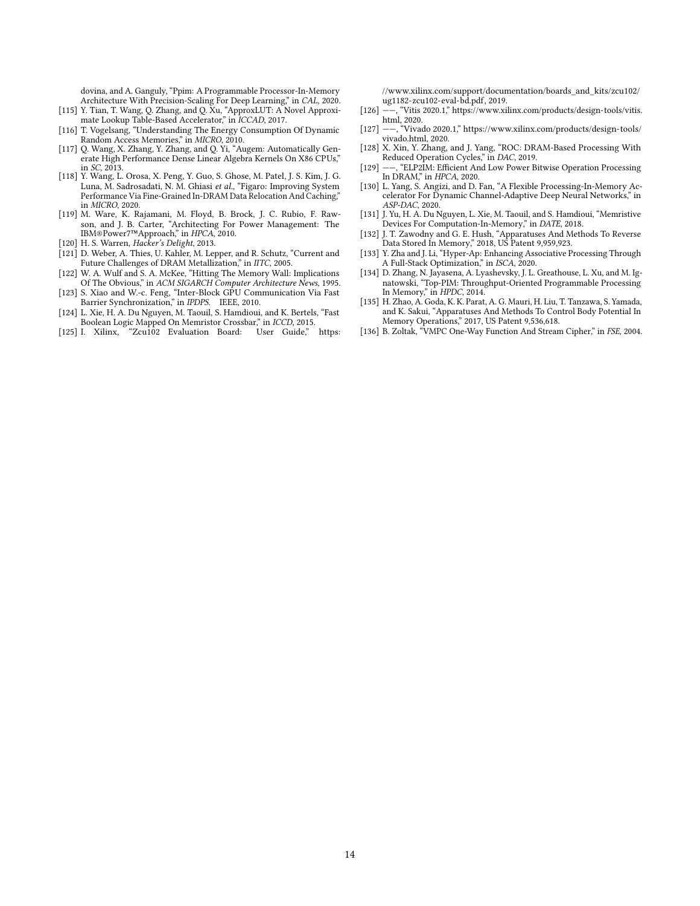dovina, and A. Ganguly, "Ppim: A Programmable Processor-In-Memory Architecture With Precision-Scaling For Deep Learning," in *CAL*, 2020.

[115] Y. Tian, T. Wang, Q. Zhang, and Q. Xu, "ApproxLUT: A Novel Approximate Lookup Table-Based Accelerator," in *ICCAD*, 2017.

[116] T. Vogelsang, "Understanding The Energy Consumption Of Dynamic Random Access Memories," in *MICRO*, 2010.

[117] Q. Wang, X. Zhang, Y. Zhang, and Q. Yi, "Augem: Automatically Generate High Performance Dense Linear Algebra Kernels On X86 CPUs," in *SC*, 2013.

[118] Y. Wang, L. Orosa, X. Peng, Y. Guo, S. Ghose, M. Patel, J. S. Kim, J. G. Luna, M. Sadrosadati, N. M. Ghiasi *et al.*, "Figaro: Improving System Performance Via Fine-Grained In-DRAM Data Relocation And Caching," in *MICRO*, 2020.

[119] M. Ware, K. Rajamani, M. Floyd, B. Brock, J. C. Rubio, F. Rawson, and J. B. Carter, "Architecting For Power Management: The IBM®Power7™Approach," in *HPCA*, 2010.

[120] H. S. Warren, *Hacker's Delight*, 2013.

[121] D. Weber, A. Thies, U. Kahler, M. Lepper, and R. Schutz, "Current and Future Challenges of DRAM Metallization," in *IITC*, 2005.

[122] W. A. Wulf and S. A. McKee, "Hitting The Memory Wall: Implications Of The Obvious," in *ACM SIGARCH Computer Architecture News*, 1995.

[123] S. Xiao and W.-c. Feng, "Inter-Block GPU Communication Via Fast Barrier Synchronization," in *IPDPS*. IEEE, 2010.

[124] L. Xie, H. A. Du Nguyen, M. Taouil, S. Hamdioui, and K. Bertels, "Fast Boolean Logic Mapped On Memristor Crossbar," in *ICCD*, 2015.

[125] I. Xilinx, "Zcu102 Evaluation Board: User Guide," https://www.xilinx.com/support/documentation/boards_and_kits/zcu102/ug1182-zcu102-eval-bd.pdf, 2019.

[126] ——, "Vitis 2020.1," https://www.xilinx.com/products/design-tools/vitis.html, 2020.

[127] ——, "Vivado 2020.1," https://www.xilinx.com/products/design-tools/vivado.html, 2020.

[128] X. Xin, Y. Zhang, and J. Yang, "ROC: DRAM-Based Processing With Reduced Operation Cycles," in *DAC*, 2019.

[129] ——, "ELP2IM: Efficient And Low Power Bitwise Operation Processing In DRAM," in *HPCA*, 2020.

[130] L. Yang, S. Angizi, and D. Fan, "A Flexible Processing-In-Memory Accelerator For Dynamic Channel-Adaptive Deep Neural Networks," in *ASP-DAC*, 2020.

[131] J. Yu, H. A. Du Nguyen, L. Xie, M. Taouil, and S. Hamdioui, "Memristive Devices For Computation-In-Memory," in *DATE*, 2018.

[132] J. T. Zawodny and G. E. Hush, "Apparatuses And Methods To Reverse Data Stored In Memory," 2018, US Patent 9,959,923.

[133] Y. Zha and J. Li, "Hyper-Ap: Enhancing Associative Processing Through A Full-Stack Optimization," in *ISCA*, 2020.

[134] D. Zhang, N. Jayasena, A. Lyashevsky, J. L. Greathouse, L. Xu, and M. Ignatowski, "Top-PIM: Throughput-Oriented Programmable Processing In Memory," in *HPDC*, 2014.

[135] H. Zhao, A. Goda, K. K. Parat, A. G. Mauri, H. Liu, T. Tanzawa, S. Yamada, and K. Sakui, "Apparatuses And Methods To Control Body Potential In Memory Operations," 2017, US Patent 9,536,618.

[136] B. Zoltak, "VMPC One-Way Function And Stream Cipher," in *FSE*, 2004.